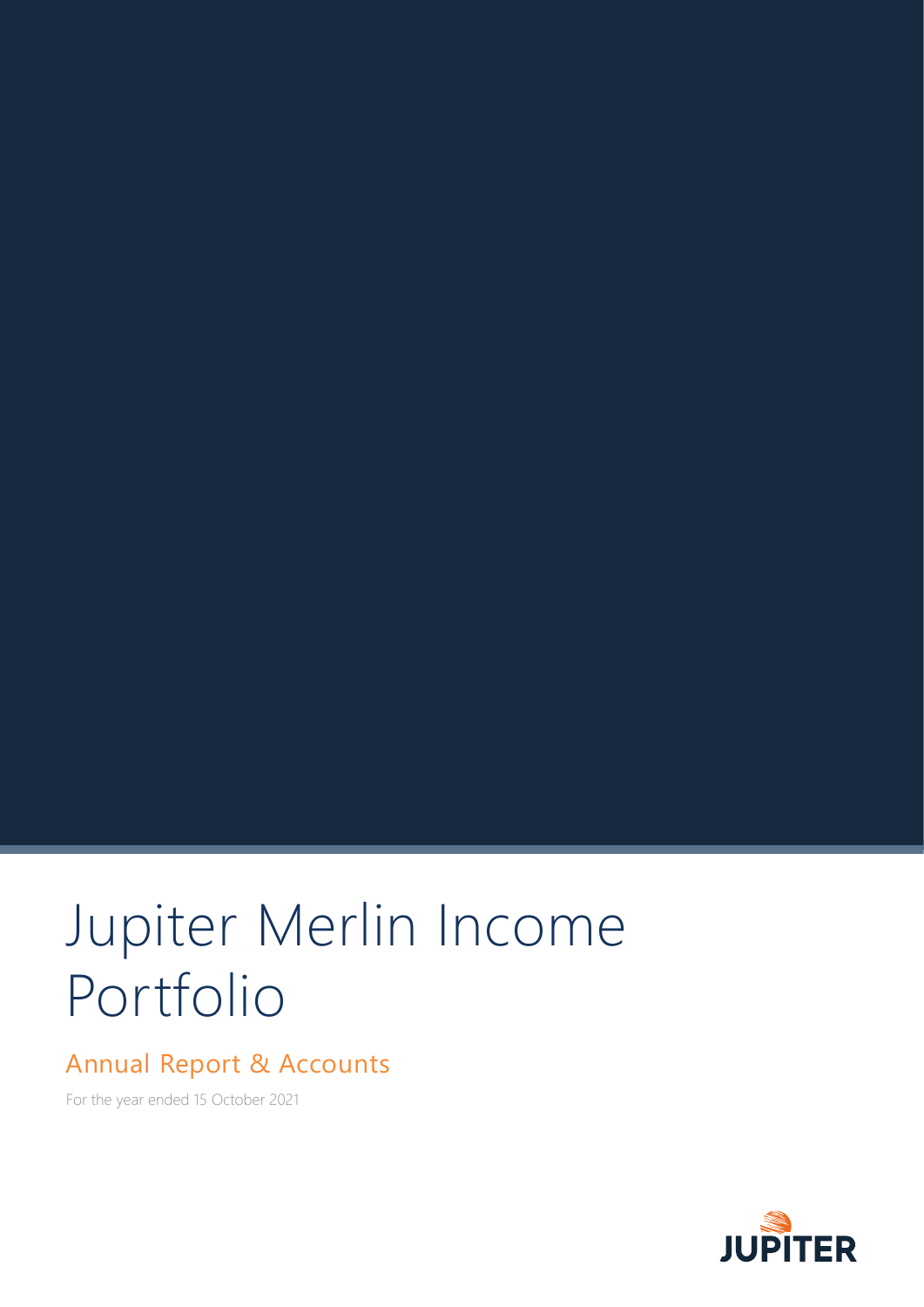# Jupiter Merlin Income Portfolio

## Annual Report & Accounts

For the year ended 15 October 2021

JUPITER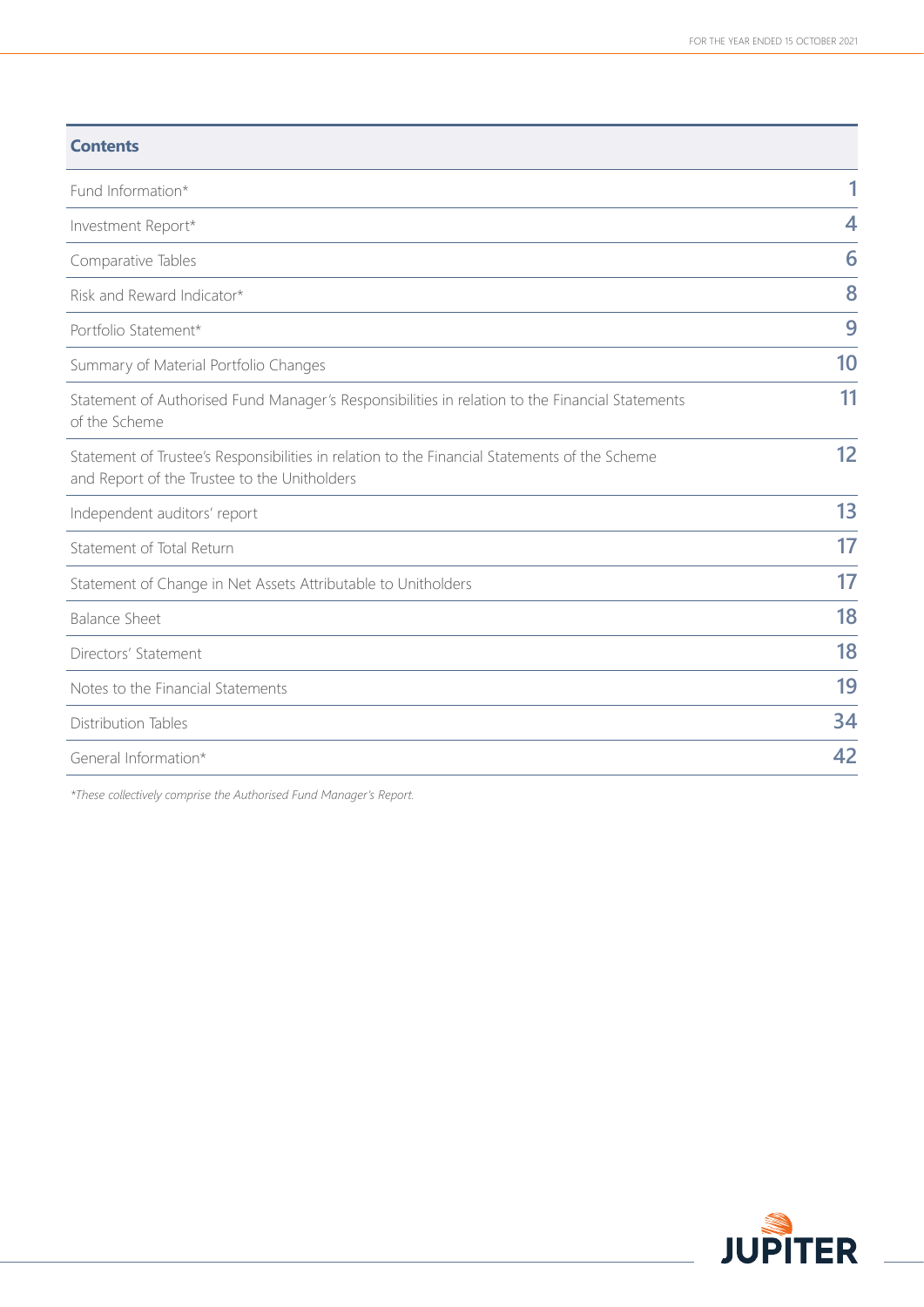## Contents

| Contents | |
|---|---|
| Fund Information* | 1 |
| Investment Report* | 4 |
| Comparative Tables | 6 |
| Risk and Reward Indicator* | 8 |
| Portfolio Statement* | 9 |
| Summary of Material Portfolio Changes | 10 |
| Statement of Authorised Fund Manager's Responsibilities in relation to the Financial Statements of the Scheme | 11 |
| Statement of Trustee's Responsibilities in relation to the Financial Statements of the Scheme and Report of the Trustee to the Unitholders | 12 |
| Independent auditors' report | 13 |
| Statement of Total Return | 17 |
| Statement of Change in Net Assets Attributable to Unitholders | 17 |
| Balance Sheet | 18 |
| Directors' Statement | 18 |
| Notes to the Financial Statements | 19 |
| Distribution Tables | 34 |
| General Information* | 42 |

*These collectively comprise the Authorised Fund Manager's Report.*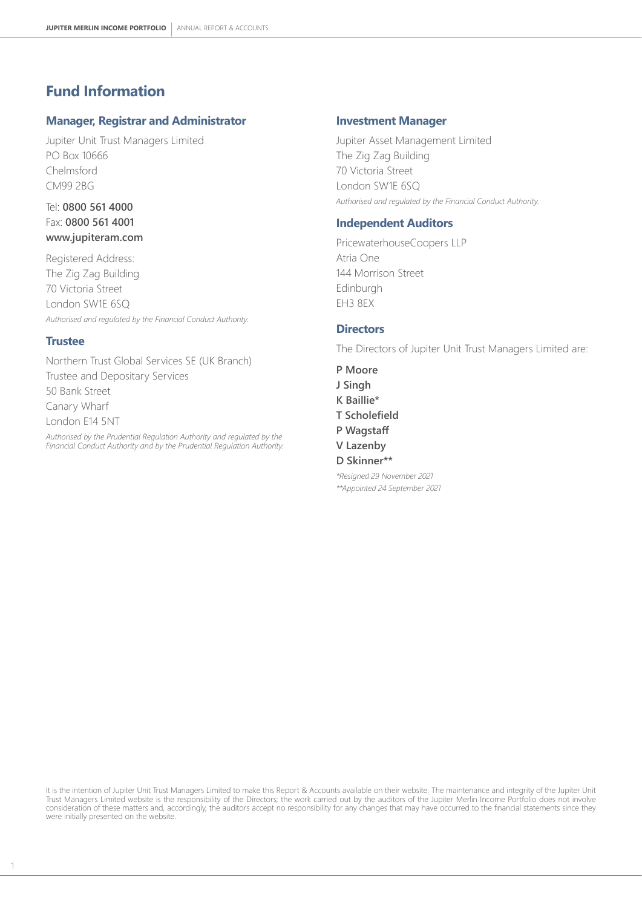# Fund Information

## Manager, Registrar and Administrator

Jupiter Unit Trust Managers Limited
PO Box 10666
Chelmsford
CM99 2BG

Tel: **0800 561 4000**
Fax: **0800 561 4001**
**www.jupiteram.com**

Registered Address:
The Zig Zag Building
70 Victoria Street
London SW1E 6SQ
*Authorised and regulated by the Financial Conduct Authority.*

## Trustee

Northern Trust Global Services SE (UK Branch)
Trustee and Depositary Services
50 Bank Street
Canary Wharf
London E14 5NT

*Authorised by the Prudential Regulation Authority and regulated by the Financial Conduct Authority and by the Prudential Regulation Authority.*

## Investment Manager

Jupiter Asset Management Limited
The Zig Zag Building
70 Victoria Street
London SW1E 6SQ
*Authorised and regulated by the Financial Conduct Authority.*

## Independent Auditors

PricewaterhouseCoopers LLP
Atria One
144 Morrison Street
Edinburgh
EH3 8EX

## Directors

The Directors of Jupiter Unit Trust Managers Limited are:

**P Moore**
**J Singh**
**K Baillie***
**T Scholefield**
**P Wagstaff**
**V Lazenby**
**D Skinner****

*\*Resigned 29 November 2021*
*\*\*Appointed 24 September 2021*

It is the intention of Jupiter Unit Trust Managers Limited to make this Report & Accounts available on their website. The maintenance and integrity of the Jupiter Unit Trust Managers Limited website is the responsibility of the Directors; the work carried out by the auditors of the Jupiter Merlin Income Portfolio does not involve consideration of these matters and, accordingly, the auditors accept no responsibility for any changes that may have occurred to the financial statements since they were initially presented on the website.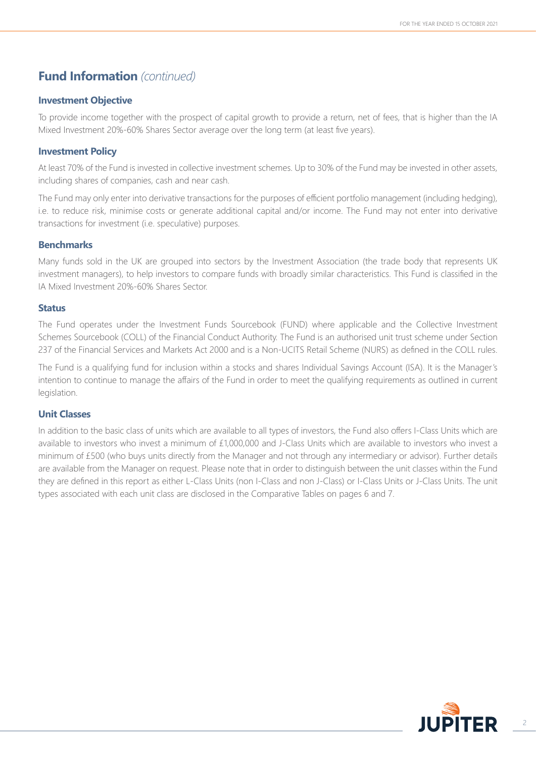## Fund Information *(continued)*

### Investment Objective

To provide income together with the prospect of capital growth to provide a return, net of fees, that is higher than the IA Mixed Investment 20%-60% Shares Sector average over the long term (at least five years).

### Investment Policy

At least 70% of the Fund is invested in collective investment schemes. Up to 30% of the Fund may be invested in other assets, including shares of companies, cash and near cash.

The Fund may only enter into derivative transactions for the purposes of efficient portfolio management (including hedging), i.e. to reduce risk, minimise costs or generate additional capital and/or income. The Fund may not enter into derivative transactions for investment (i.e. speculative) purposes.

### Benchmarks

Many funds sold in the UK are grouped into sectors by the Investment Association (the trade body that represents UK investment managers), to help investors to compare funds with broadly similar characteristics. This Fund is classified in the IA Mixed Investment 20%-60% Shares Sector.

### Status

The Fund operates under the Investment Funds Sourcebook (FUND) where applicable and the Collective Investment Schemes Sourcebook (COLL) of the Financial Conduct Authority. The Fund is an authorised unit trust scheme under Section 237 of the Financial Services and Markets Act 2000 and is a Non-UCITS Retail Scheme (NURS) as defined in the COLL rules.

The Fund is a qualifying fund for inclusion within a stocks and shares Individual Savings Account (ISA). It is the Manager's intention to continue to manage the affairs of the Fund in order to meet the qualifying requirements as outlined in current legislation.

### Unit Classes

In addition to the basic class of units which are available to all types of investors, the Fund also offers I-Class Units which are available to investors who invest a minimum of £1,000,000 and J-Class Units which are available to investors who invest a minimum of £500 (who buys units directly from the Manager and not through any intermediary or advisor). Further details are available from the Manager on request. Please note that in order to distinguish between the unit classes within the Fund they are defined in this report as either L-Class Units (non I-Class and non J-Class) or I-Class Units or J-Class Units. The unit types associated with each unit class are disclosed in the Comparative Tables on pages 6 and 7.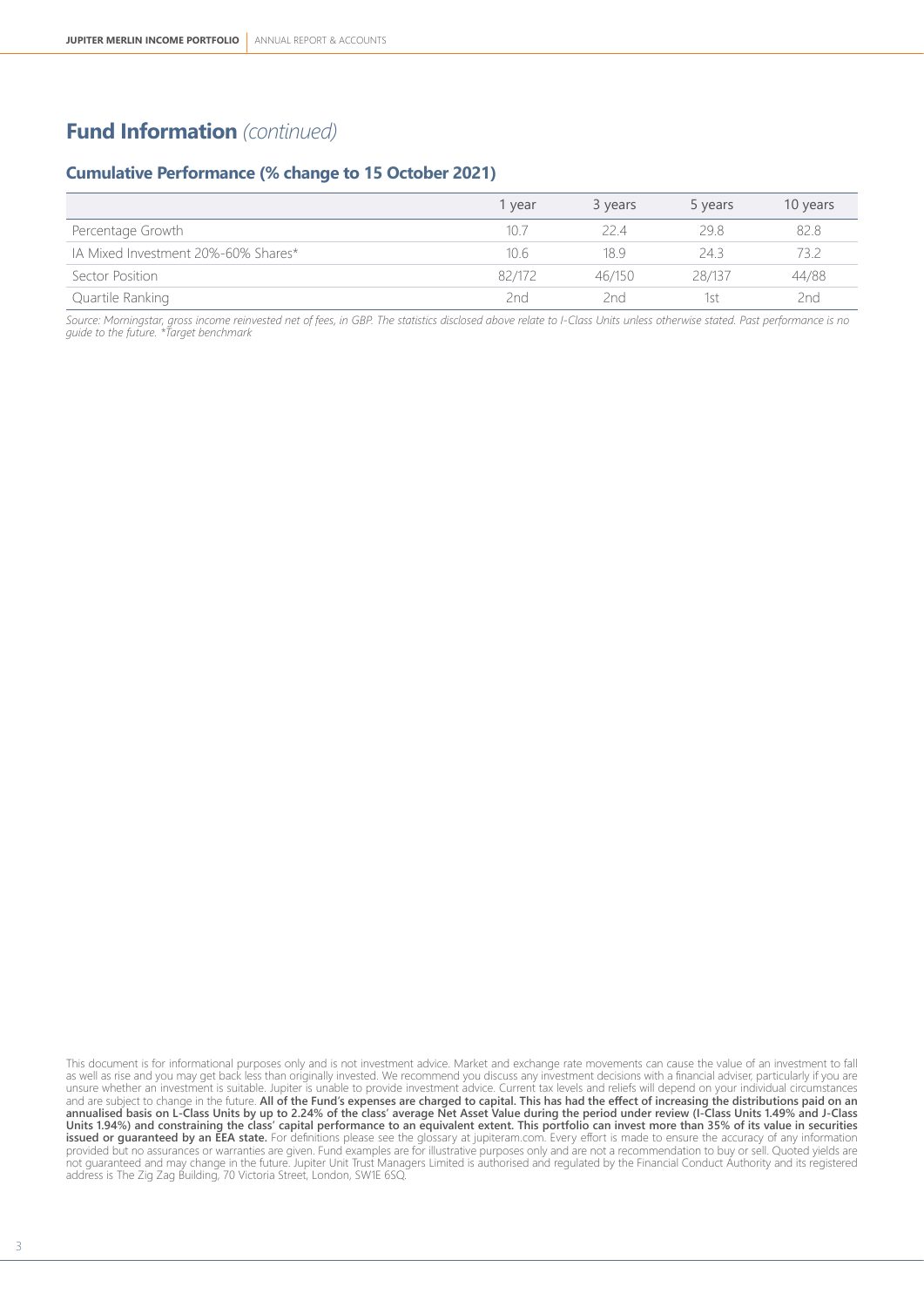# Fund Information *(continued)*

## Cumulative Performance (% change to 15 October 2021)

| | 1 year | 3 years | 5 years | 10 years |
|---|---|---|---|---|
| Percentage Growth | 10.7 | 22.4 | 29.8 | 82.8 |
| IA Mixed Investment 20%-60% Shares* | 10.6 | 18.9 | 24.3 | 73.2 |
| Sector Position | 82/172 | 46/150 | 28/137 | 44/88 |
| Quartile Ranking | 2nd | 2nd | 1st | 2nd |

*Source: Morningstar, gross income reinvested net of fees, in GBP. The statistics disclosed above relate to I-Class Units unless otherwise stated. Past performance is no guide to the future. *Target benchmark*

This document is for informational purposes only and is not investment advice. Market and exchange rate movements can cause the value of an investment to fall as well as rise and you may get back less than originally invested. We recommend you discuss any investment decisions with a financial adviser, particularly if you are unsure whether an investment is suitable. Jupiter is unable to provide investment advice. Current tax levels and reliefs will depend on your individual circumstances and are subject to change in the future. **All of the Fund's expenses are charged to capital. This has had the effect of increasing the distributions paid on an annualised basis on L-Class Units by up to 2.24% of the class' average Net Asset Value during the period under review (I-Class Units 1.49% and J-Class Units 1.94%) and constraining the class' capital performance to an equivalent extent. This portfolio can invest more than 35% of its value in securities issued or guaranteed by an EEA state.** For definitions please see the glossary at jupiteram.com. Every effort is made to ensure the accuracy of any information provided but no assurances or warranties are given. Fund examples are for illustrative purposes only and are not a recommendation to buy or sell. Quoted yields are not guaranteed and may change in the future. Jupiter Unit Trust Managers Limited is authorised and regulated by the Financial Conduct Authority and its registered address is The Zig Zag Building, 70 Victoria Street, London, SW1E 6SQ.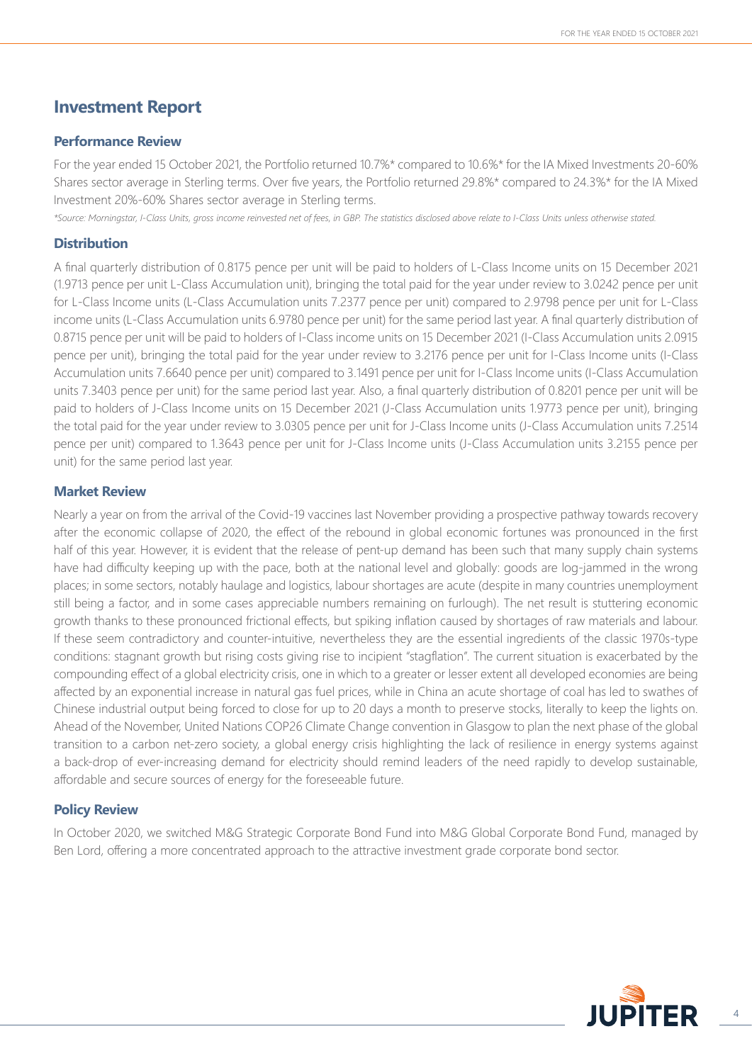## Investment Report

### Performance Review

For the year ended 15 October 2021, the Portfolio returned 10.7%* compared to 10.6%* for the IA Mixed Investments 20-60% Shares sector average in Sterling terms. Over five years, the Portfolio returned 29.8%* compared to 24.3%* for the IA Mixed Investment 20%-60% Shares sector average in Sterling terms.

*\*Source: Morningstar, I-Class Units, gross income reinvested net of fees, in GBP. The statistics disclosed above relate to I-Class Units unless otherwise stated.*

### Distribution

A final quarterly distribution of 0.8175 pence per unit will be paid to holders of L-Class Income units on 15 December 2021 (1.9713 pence per unit L-Class Accumulation unit), bringing the total paid for the year under review to 3.0242 pence per unit for L-Class Income units (L-Class Accumulation units 7.2377 pence per unit) compared to 2.9798 pence per unit for L-Class income units (L-Class Accumulation units 6.9780 pence per unit) for the same period last year. A final quarterly distribution of 0.8715 pence per unit will be paid to holders of I-Class income units on 15 December 2021 (I-Class Accumulation units 2.0915 pence per unit), bringing the total paid for the year under review to 3.2176 pence per unit for I-Class Income units (I-Class Accumulation units 7.6640 pence per unit) compared to 3.1491 pence per unit for I-Class Income units (I-Class Accumulation units 7.3403 pence per unit) for the same period last year. Also, a final quarterly distribution of 0.8201 pence per unit will be paid to holders of J-Class Income units on 15 December 2021 (J-Class Accumulation units 1.9773 pence per unit), bringing the total paid for the year under review to 3.0305 pence per unit for J-Class Income units (J-Class Accumulation units 7.2514 pence per unit) compared to 1.3643 pence per unit for J-Class Income units (J-Class Accumulation units 3.2155 pence per unit) for the same period last year.

### Market Review

Nearly a year on from the arrival of the Covid-19 vaccines last November providing a prospective pathway towards recovery after the economic collapse of 2020, the effect of the rebound in global economic fortunes was pronounced in the first half of this year. However, it is evident that the release of pent-up demand has been such that many supply chain systems have had difficulty keeping up with the pace, both at the national level and globally: goods are log-jammed in the wrong places; in some sectors, notably haulage and logistics, labour shortages are acute (despite in many countries unemployment still being a factor, and in some cases appreciable numbers remaining on furlough). The net result is stuttering economic growth thanks to these pronounced frictional effects, but spiking inflation caused by shortages of raw materials and labour. If these seem contradictory and counter-intuitive, nevertheless they are the essential ingredients of the classic 1970s-type conditions: stagnant growth but rising costs giving rise to incipient "stagflation". The current situation is exacerbated by the compounding effect of a global electricity crisis, one in which to a greater or lesser extent all developed economies are being affected by an exponential increase in natural gas fuel prices, while in China an acute shortage of coal has led to swathes of Chinese industrial output being forced to close for up to 20 days a month to preserve stocks, literally to keep the lights on. Ahead of the November, United Nations COP26 Climate Change convention in Glasgow to plan the next phase of the global transition to a carbon net-zero society, a global energy crisis highlighting the lack of resilience in energy systems against a back-drop of ever-increasing demand for electricity should remind leaders of the need rapidly to develop sustainable, affordable and secure sources of energy for the foreseeable future.

### Policy Review

In October 2020, we switched M&G Strategic Corporate Bond Fund into M&G Global Corporate Bond Fund, managed by Ben Lord, offering a more concentrated approach to the attractive investment grade corporate bond sector.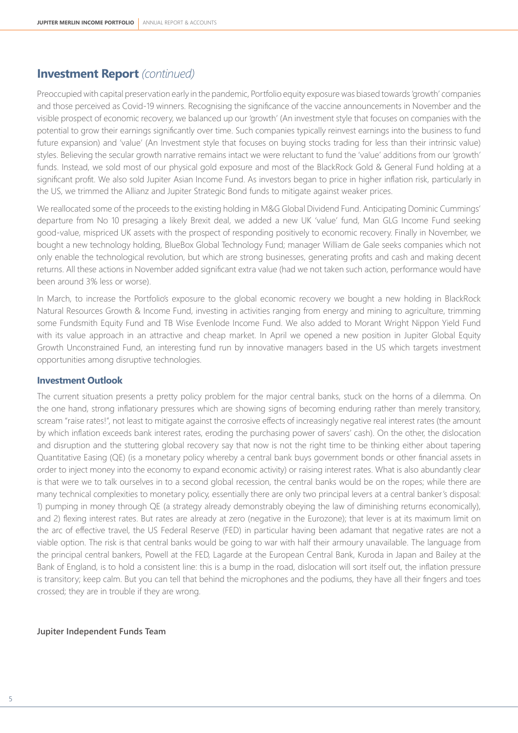## Investment Report *(continued)*

Preoccupied with capital preservation early in the pandemic, Portfolio equity exposure was biased towards 'growth' companies and those perceived as Covid-19 winners. Recognising the significance of the vaccine announcements in November and the visible prospect of economic recovery, we balanced up our 'growth' (An investment style that focuses on companies with the potential to grow their earnings significantly over time. Such companies typically reinvest earnings into the business to fund future expansion) and 'value' (An Investment style that focuses on buying stocks trading for less than their intrinsic value) styles. Believing the secular growth narrative remains intact we were reluctant to fund the 'value' additions from our 'growth' funds. Instead, we sold most of our physical gold exposure and most of the BlackRock Gold & General Fund holding at a significant profit. We also sold Jupiter Asian Income Fund. As investors began to price in higher inflation risk, particularly in the US, we trimmed the Allianz and Jupiter Strategic Bond funds to mitigate against weaker prices.

We reallocated some of the proceeds to the existing holding in M&G Global Dividend Fund. Anticipating Dominic Cummings' departure from No 10 presaging a likely Brexit deal, we added a new UK 'value' fund, Man GLG Income Fund seeking good-value, mispriced UK assets with the prospect of responding positively to economic recovery. Finally in November, we bought a new technology holding, BlueBox Global Technology Fund; manager William de Gale seeks companies which not only enable the technological revolution, but which are strong businesses, generating profits and cash and making decent returns. All these actions in November added significant extra value (had we not taken such action, performance would have been around 3% less or worse).

In March, to increase the Portfolio's exposure to the global economic recovery we bought a new holding in BlackRock Natural Resources Growth & Income Fund, investing in activities ranging from energy and mining to agriculture, trimming some Fundsmith Equity Fund and TB Wise Evenlode Income Fund. We also added to Morant Wright Nippon Yield Fund with its value approach in an attractive and cheap market. In April we opened a new position in Jupiter Global Equity Growth Unconstrained Fund, an interesting fund run by innovative managers based in the US which targets investment opportunities among disruptive technologies.

### Investment Outlook

The current situation presents a pretty policy problem for the major central banks, stuck on the horns of a dilemma. On the one hand, strong inflationary pressures which are showing signs of becoming enduring rather than merely transitory, scream "raise rates!", not least to mitigate against the corrosive effects of increasingly negative real interest rates (the amount by which inflation exceeds bank interest rates, eroding the purchasing power of savers' cash). On the other, the dislocation and disruption and the stuttering global recovery say that now is not the right time to be thinking either about tapering Quantitative Easing (QE) (is a monetary policy whereby a central bank buys government bonds or other financial assets in order to inject money into the economy to expand economic activity) or raising interest rates. What is also abundantly clear is that were we to talk ourselves in to a second global recession, the central banks would be on the ropes; while there are many technical complexities to monetary policy, essentially there are only two principal levers at a central banker's disposal: 1) pumping in money through QE (a strategy already demonstrably obeying the law of diminishing returns economically), and 2) flexing interest rates. But rates are already at zero (negative in the Eurozone); that lever is at its maximum limit on the arc of effective travel, the US Federal Reserve (FED) in particular having been adamant that negative rates are not a viable option. The risk is that central banks would be going to war with half their armoury unavailable. The language from the principal central bankers, Powell at the FED, Lagarde at the European Central Bank, Kuroda in Japan and Bailey at the Bank of England, is to hold a consistent line: this is a bump in the road, dislocation will sort itself out, the inflation pressure is transitory; keep calm. But you can tell that behind the microphones and the podiums, they have all their fingers and toes crossed; they are in trouble if they are wrong.

**Jupiter Independent Funds Team**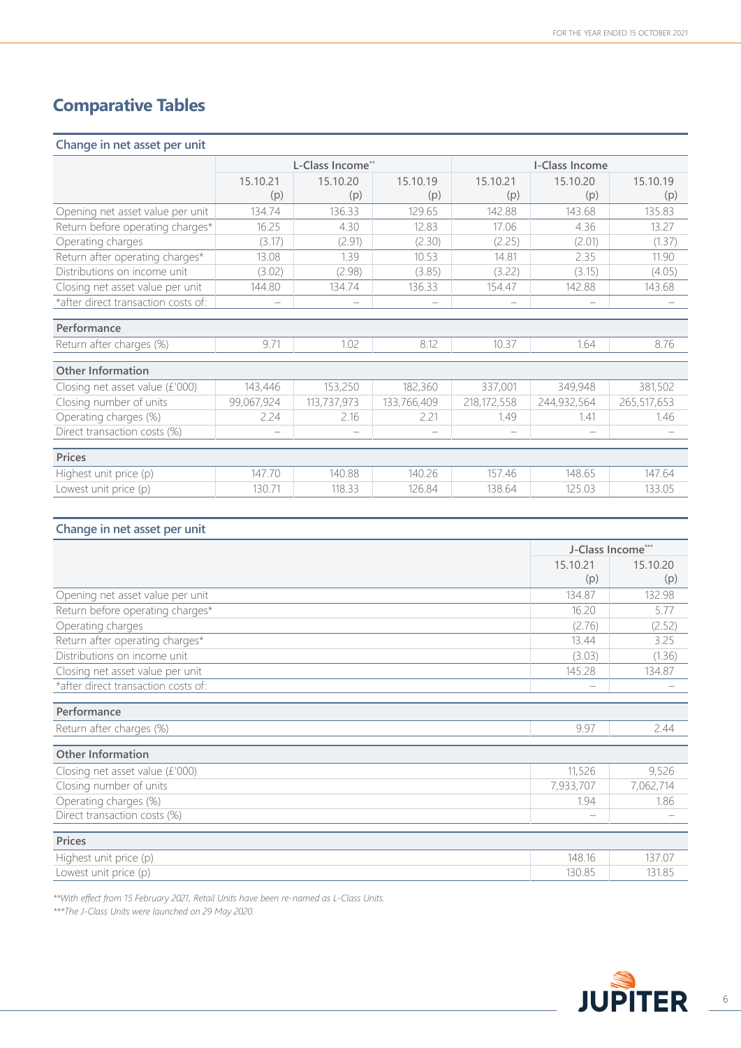## Comparative Tables

### Change in net asset per unit

| | L-Class Income** | | | I-Class Income | | |
|---|---|---|---|---|---|---|
| | 15.10.21 (p) | 15.10.20 (p) | 15.10.19 (p) | 15.10.21 (p) | 15.10.20 (p) | 15.10.19 (p) |
| Opening net asset value per unit | 134.74 | 136.33 | 129.65 | 142.88 | 143.68 | 135.83 |
| Return before operating charges* | 16.25 | 4.30 | 12.83 | 17.06 | 4.36 | 13.27 |
| Operating charges | (3.17) | (2.91) | (2.30) | (2.25) | (2.01) | (1.37) |
| Return after operating charges* | 13.08 | 1.39 | 10.53 | 14.81 | 2.35 | 11.90 |
| Distributions on income unit | (3.02) | (2.98) | (3.85) | (3.22) | (3.15) | (4.05) |
| Closing net asset value per unit | 144.80 | 134.74 | 136.33 | 154.47 | 142.88 | 143.68 |
| *after direct transaction costs of: | – | – | – | – | – | – |
| **Performance** | | | | | | |
| Return after charges (%) | 9.71 | 1.02 | 8.12 | 10.37 | 1.64 | 8.76 |
| **Other Information** | | | | | | |
| Closing net asset value (£'000) | 143,446 | 153,250 | 182,360 | 337,001 | 349,948 | 381,502 |
| Closing number of units | 99,067,924 | 113,737,973 | 133,766,409 | 218,172,558 | 244,932,564 | 265,517,653 |
| Operating charges (%) | 2.24 | 2.16 | 2.21 | 1.49 | 1.41 | 1.46 |
| Direct transaction costs (%) | – | – | – | – | – | – |
| **Prices** | | | | | | |
| Highest unit price (p) | 147.70 | 140.88 | 140.26 | 157.46 | 148.65 | 147.64 |
| Lowest unit price (p) | 130.71 | 118.33 | 126.84 | 138.64 | 125.03 | 133.05 |

### Change in net asset per unit

| | J-Class Income*** | |
|---|---|---|
| | 15.10.21 (p) | 15.10.20 (p) |
| Opening net asset value per unit | 134.87 | 132.98 |
| Return before operating charges* | 16.20 | 5.77 |
| Operating charges | (2.76) | (2.52) |
| Return after operating charges* | 13.44 | 3.25 |
| Distributions on income unit | (3.03) | (1.36) |
| Closing net asset value per unit | 145.28 | 134.87 |
| *after direct transaction costs of: | – | – |
| **Performance** | | |
| Return after charges (%) | 9.97 | 2.44 |
| **Other Information** | | |
| Closing net asset value (£'000) | 11,526 | 9,526 |
| Closing number of units | 7,933,707 | 7,062,714 |
| Operating charges (%) | 1.94 | 1.86 |
| Direct transaction costs (%) | – | – |
| **Prices** | | |
| Highest unit price (p) | 148.16 | 137.07 |
| Lowest unit price (p) | 130.85 | 131.85 |

*\*\*With effect from 15 February 2021, Retail Units have been re-named as L-Class Units.*

*\*\*\*The J-Class Units were launched on 29 May 2020.*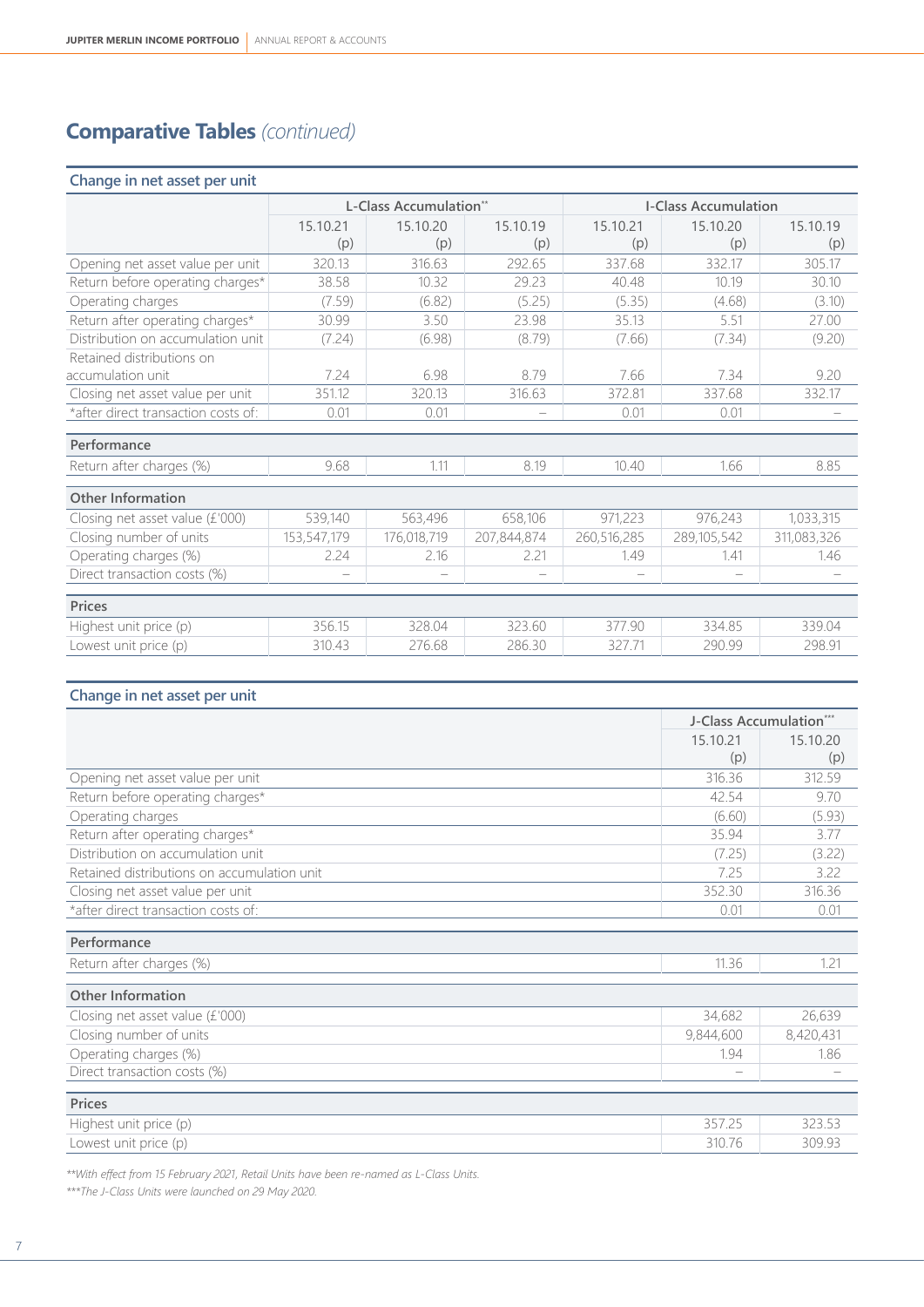## Comparative Tables *(continued)*

### Change in net asset per unit

| | L-Class Accumulation** | | | I-Class Accumulation | | |
|---|---|---|---|---|---|---|
| | 15.10.21 (p) | 15.10.20 (p) | 15.10.19 (p) | 15.10.21 (p) | 15.10.20 (p) | 15.10.19 (p) |
| Opening net asset value per unit | 320.13 | 316.63 | 292.65 | 337.68 | 332.17 | 305.17 |
| Return before operating charges* | 38.58 | 10.32 | 29.23 | 40.48 | 10.19 | 30.10 |
| Operating charges | (7.59) | (6.82) | (5.25) | (5.35) | (4.68) | (3.10) |
| Return after operating charges* | 30.99 | 3.50 | 23.98 | 35.13 | 5.51 | 27.00 |
| Distribution on accumulation unit | (7.24) | (6.98) | (8.79) | (7.66) | (7.34) | (9.20) |
| Retained distributions on accumulation unit | 7.24 | 6.98 | 8.79 | 7.66 | 7.34 | 9.20 |
| Closing net asset value per unit | 351.12 | 320.13 | 316.63 | 372.81 | 337.68 | 332.17 |
| *after direct transaction costs of: | 0.01 | 0.01 | – | 0.01 | 0.01 | – |
| **Performance** | | | | | | |
| Return after charges (%) | 9.68 | 1.11 | 8.19 | 10.40 | 1.66 | 8.85 |
| **Other Information** | | | | | | |
| Closing net asset value (£'000) | 539,140 | 563,496 | 658,106 | 971,223 | 976,243 | 1,033,315 |
| Closing number of units | 153,547,179 | 176,018,719 | 207,844,874 | 260,516,285 | 289,105,542 | 311,083,326 |
| Operating charges (%) | 2.24 | 2.16 | 2.21 | 1.49 | 1.41 | 1.46 |
| Direct transaction costs (%) | – | – | – | – | – | – |
| **Prices** | | | | | | |
| Highest unit price (p) | 356.15 | 328.04 | 323.60 | 377.90 | 334.85 | 339.04 |
| Lowest unit price (p) | 310.43 | 276.68 | 286.30 | 327.71 | 290.99 | 298.91 |

### Change in net asset per unit

| | J-Class Accumulation*** | |
|---|---|---|
| | 15.10.21 (p) | 15.10.20 (p) |
| Opening net asset value per unit | 316.36 | 312.59 |
| Return before operating charges* | 42.54 | 9.70 |
| Operating charges | (6.60) | (5.93) |
| Return after operating charges* | 35.94 | 3.77 |
| Distribution on accumulation unit | (7.25) | (3.22) |
| Retained distributions on accumulation unit | 7.25 | 3.22 |
| Closing net asset value per unit | 352.30 | 316.36 |
| *after direct transaction costs of: | 0.01 | 0.01 |
| **Performance** | | |
| Return after charges (%) | 11.36 | 1.21 |
| **Other Information** | | |
| Closing net asset value (£'000) | 34,682 | 26,639 |
| Closing number of units | 9,844,600 | 8,420,431 |
| Operating charges (%) | 1.94 | 1.86 |
| Direct transaction costs (%) | – | – |
| **Prices** | | |
| Highest unit price (p) | 357.25 | 323.53 |
| Lowest unit price (p) | 310.76 | 309.93 |

*\*\*With effect from 15 February 2021, Retail Units have been re-named as L-Class Units.*

*\*\*\*The J-Class Units were launched on 29 May 2020.*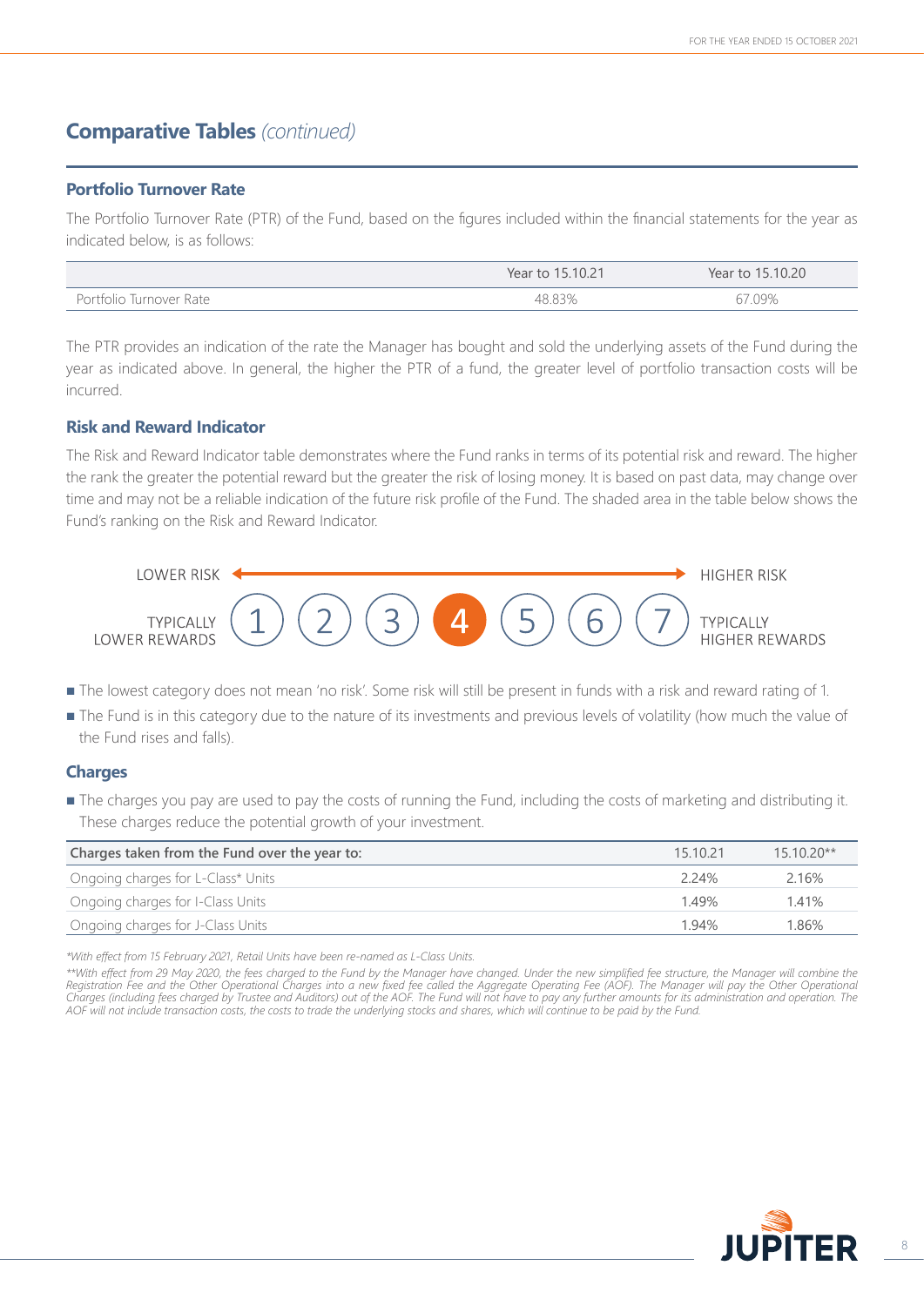## Comparative Tables *(continued)*

### Portfolio Turnover Rate

The Portfolio Turnover Rate (PTR) of the Fund, based on the figures included within the financial statements for the year as indicated below, is as follows:

| | Year to 15.10.21 | Year to 15.10.20 |
|---|---|---|
| Portfolio Turnover Rate | 48.83% | 67.09% |

The PTR provides an indication of the rate the Manager has bought and sold the underlying assets of the Fund during the year as indicated above. In general, the higher the PTR of a fund, the greater level of portfolio transaction costs will be incurred.

### Risk and Reward Indicator

The Risk and Reward Indicator table demonstrates where the Fund ranks in terms of its potential risk and reward. The higher the rank the greater the potential reward but the greater the risk of losing money. It is based on past data, may change over time and may not be a reliable indication of the future risk profile of the Fund. The shaded area in the table below shows the Fund's ranking on the Risk and Reward Indicator.

LOWER RISK ← → HIGHER RISK

TYPICALLY LOWER REWARDS | 1 | 2 | 3 | **4** | 5 | 6 | 7 | TYPICALLY HIGHER REWARDS

- The lowest category does not mean 'no risk'. Some risk will still be present in funds with a risk and reward rating of 1.
- The Fund is in this category due to the nature of its investments and previous levels of volatility (how much the value of the Fund rises and falls).

### Charges

- The charges you pay are used to pay the costs of running the Fund, including the costs of marketing and distributing it. These charges reduce the potential growth of your investment.

| Charges taken from the Fund over the year to: | 15.10.21 | 15.10.20** |
|---|---|---|
| Ongoing charges for L-Class* Units | 2.24% | 2.16% |
| Ongoing charges for I-Class Units | 1.49% | 1.41% |
| Ongoing charges for J-Class Units | 1.94% | 1.86% |

*\*With effect from 15 February 2021, Retail Units have been re-named as L-Class Units.*

*\*\*With effect from 29 May 2020, the fees charged to the Fund by the Manager have changed. Under the new simplified fee structure, the Manager will combine the Registration Fee and the Other Operational Charges into a new fixed fee called the Aggregate Operating Fee (AOF). The Manager will pay the Other Operational Charges (including fees charged by Trustee and Auditors) out of the AOF. The Fund will not have to pay any further amounts for its administration and operation. The AOF will not include transaction costs, the costs to trade the underlying stocks and shares, which will continue to be paid by the Fund.*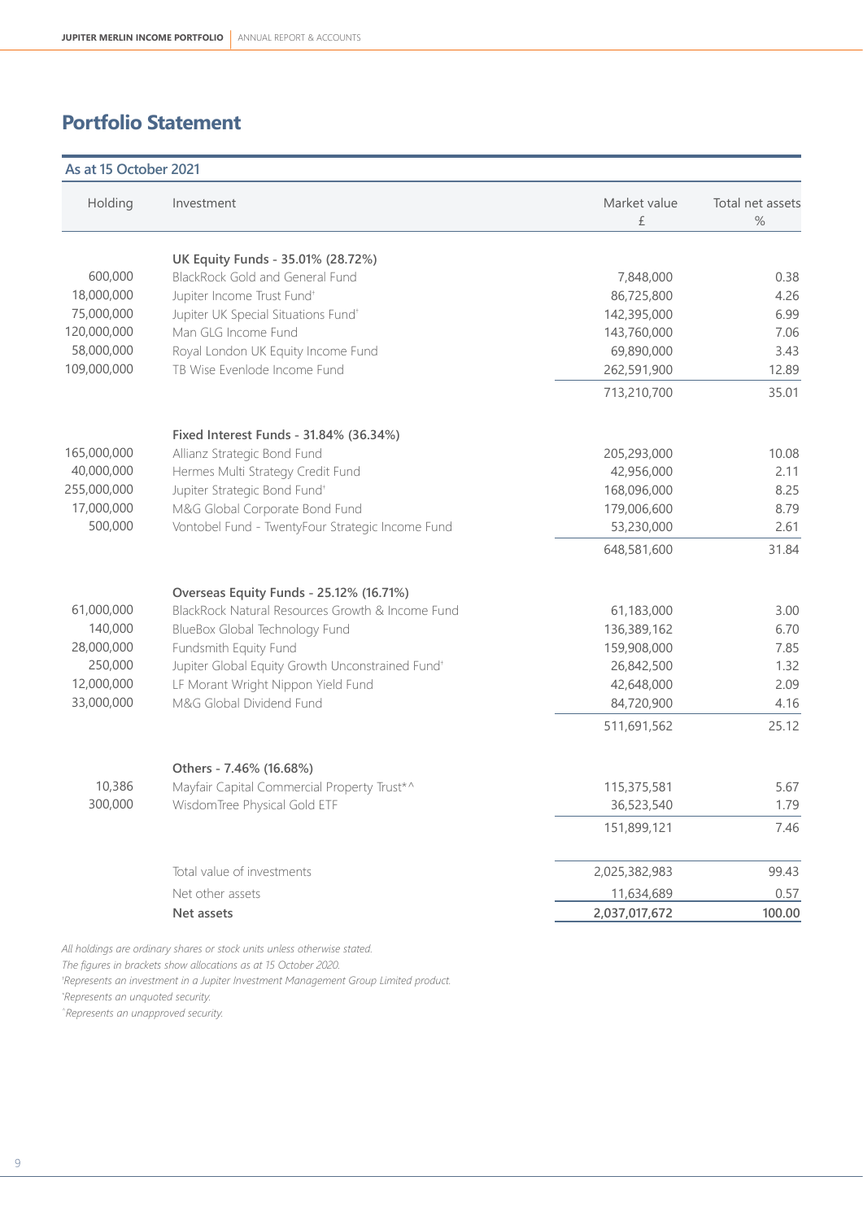## Portfolio Statement

**As at 15 October 2021**

| Holding | Investment | Market value £ | Total net assets % |
|---|---|---|---|
| | **UK Equity Funds - 35.01% (28.72%)** | | |
| 600,000 | BlackRock Gold and General Fund | 7,848,000 | 0.38 |
| 18,000,000 | Jupiter Income Trust Fund† | 86,725,800 | 4.26 |
| 75,000,000 | Jupiter UK Special Situations Fund† | 142,395,000 | 6.99 |
| 120,000,000 | Man GLG Income Fund | 143,760,000 | 7.06 |
| 58,000,000 | Royal London UK Equity Income Fund | 69,890,000 | 3.43 |
| 109,000,000 | TB Wise Evenlode Income Fund | 262,591,900 | 12.89 |
| | | 713,210,700 | 35.01 |
| | **Fixed Interest Funds - 31.84% (36.34%)** | | |
| 165,000,000 | Allianz Strategic Bond Fund | 205,293,000 | 10.08 |
| 40,000,000 | Hermes Multi Strategy Credit Fund | 42,956,000 | 2.11 |
| 255,000,000 | Jupiter Strategic Bond Fund† | 168,096,000 | 8.25 |
| 17,000,000 | M&G Global Corporate Bond Fund | 179,006,600 | 8.79 |
| 500,000 | Vontobel Fund - TwentyFour Strategic Income Fund | 53,230,000 | 2.61 |
| | | 648,581,600 | 31.84 |
| | **Overseas Equity Funds - 25.12% (16.71%)** | | |
| 61,000,000 | BlackRock Natural Resources Growth & Income Fund | 61,183,000 | 3.00 |
| 140,000 | BlueBox Global Technology Fund | 136,389,162 | 6.70 |
| 28,000,000 | Fundsmith Equity Fund | 159,908,000 | 7.85 |
| 250,000 | Jupiter Global Equity Growth Unconstrained Fund† | 26,842,500 | 1.32 |
| 12,000,000 | LF Morant Wright Nippon Yield Fund | 42,648,000 | 2.09 |
| 33,000,000 | M&G Global Dividend Fund | 84,720,900 | 4.16 |
| | | 511,691,562 | 25.12 |
| | **Others - 7.46% (16.68%)** | | |
| 10,386 | Mayfair Capital Commercial Property Trust*^ | 115,375,581 | 5.67 |
| 300,000 | WisdomTree Physical Gold ETF | 36,523,540 | 1.79 |
| | | 151,899,121 | 7.46 |
| | Total value of investments | 2,025,382,983 | 99.43 |
| | Net other assets | 11,634,689 | 0.57 |
| | **Net assets** | **2,037,017,672** | **100.00** |

*All holdings are ordinary shares or stock units unless otherwise stated.*

*The figures in brackets show allocations as at 15 October 2020.*

*†Represents an investment in a Jupiter Investment Management Group Limited product.*

*\*Represents an unquoted security.*

*^Represents an unapproved security.*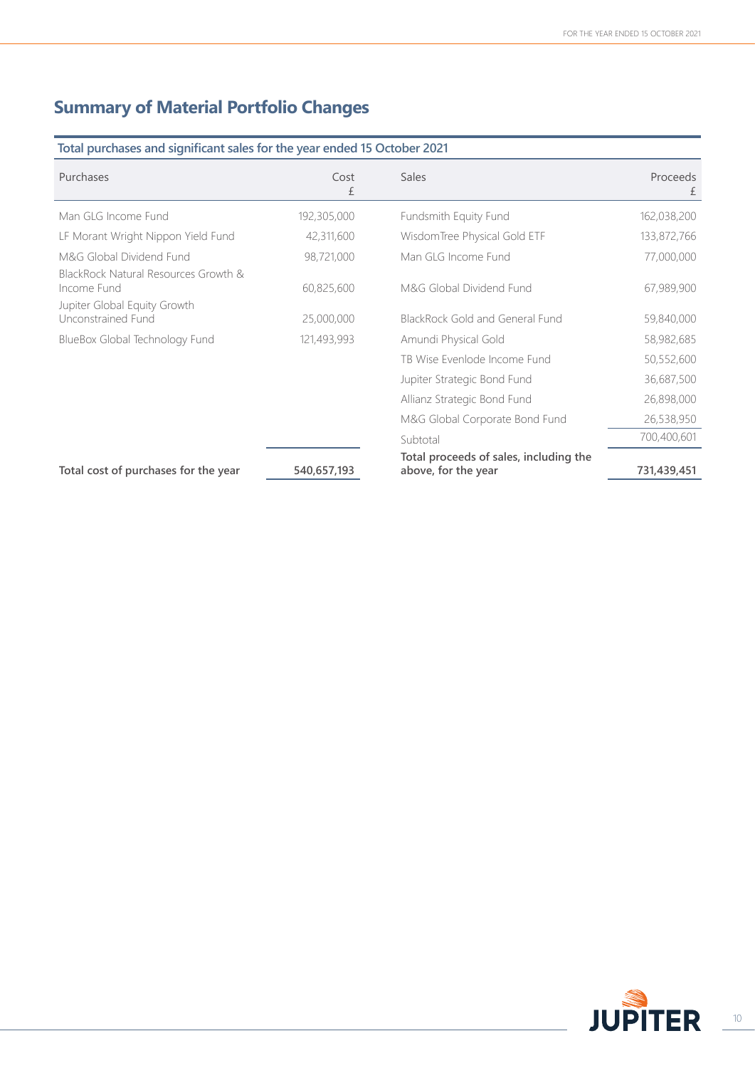## Summary of Material Portfolio Changes

| Total purchases and significant sales for the year ended 15 October 2021 | | | |
|---|---|---|---|
| Purchases | Cost £ | Sales | Proceeds £ |
| Man GLG Income Fund | 192,305,000 | Fundsmith Equity Fund | 162,038,200 |
| LF Morant Wright Nippon Yield Fund | 42,311,600 | WisdomTree Physical Gold ETF | 133,872,766 |
| M&G Global Dividend Fund | 98,721,000 | Man GLG Income Fund | 77,000,000 |
| BlackRock Natural Resources Growth & Income Fund | 60,825,600 | M&G Global Dividend Fund | 67,989,900 |
| Jupiter Global Equity Growth Unconstrained Fund | 25,000,000 | BlackRock Gold and General Fund | 59,840,000 |
| BlueBox Global Technology Fund | 121,493,993 | Amundi Physical Gold | 58,982,685 |
| | | TB Wise Evenlode Income Fund | 50,552,600 |
| | | Jupiter Strategic Bond Fund | 36,687,500 |
| | | Allianz Strategic Bond Fund | 26,898,000 |
| | | M&G Global Corporate Bond Fund | 26,538,950 |
| | | Subtotal | 700,400,601 |
| **Total cost of purchases for the year** | **540,657,193** | **Total proceeds of sales, including the above, for the year** | **731,439,451** |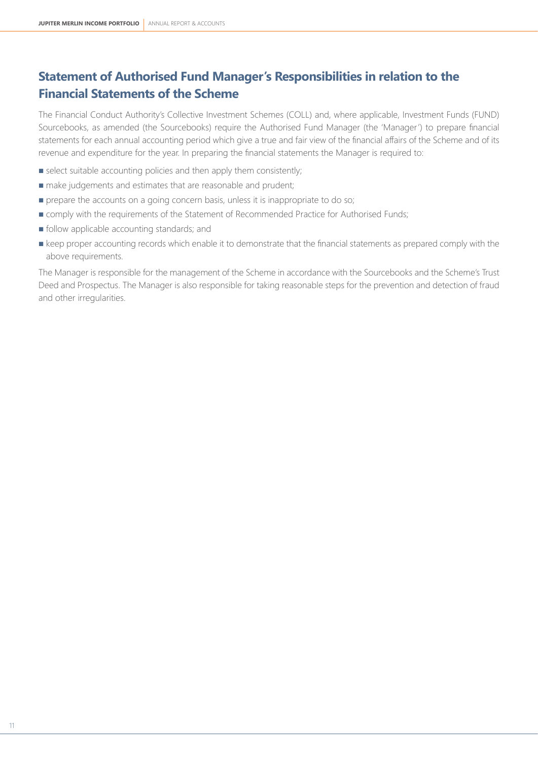## Statement of Authorised Fund Manager's Responsibilities in relation to the Financial Statements of the Scheme

The Financial Conduct Authority's Collective Investment Schemes (COLL) and, where applicable, Investment Funds (FUND) Sourcebooks, as amended (the Sourcebooks) require the Authorised Fund Manager (the 'Manager') to prepare financial statements for each annual accounting period which give a true and fair view of the financial affairs of the Scheme and of its revenue and expenditure for the year. In preparing the financial statements the Manager is required to:

- select suitable accounting policies and then apply them consistently;
- make judgements and estimates that are reasonable and prudent;
- prepare the accounts on a going concern basis, unless it is inappropriate to do so;
- comply with the requirements of the Statement of Recommended Practice for Authorised Funds;
- follow applicable accounting standards; and
- keep proper accounting records which enable it to demonstrate that the financial statements as prepared comply with the above requirements.

The Manager is responsible for the management of the Scheme in accordance with the Sourcebooks and the Scheme's Trust Deed and Prospectus. The Manager is also responsible for taking reasonable steps for the prevention and detection of fraud and other irregularities.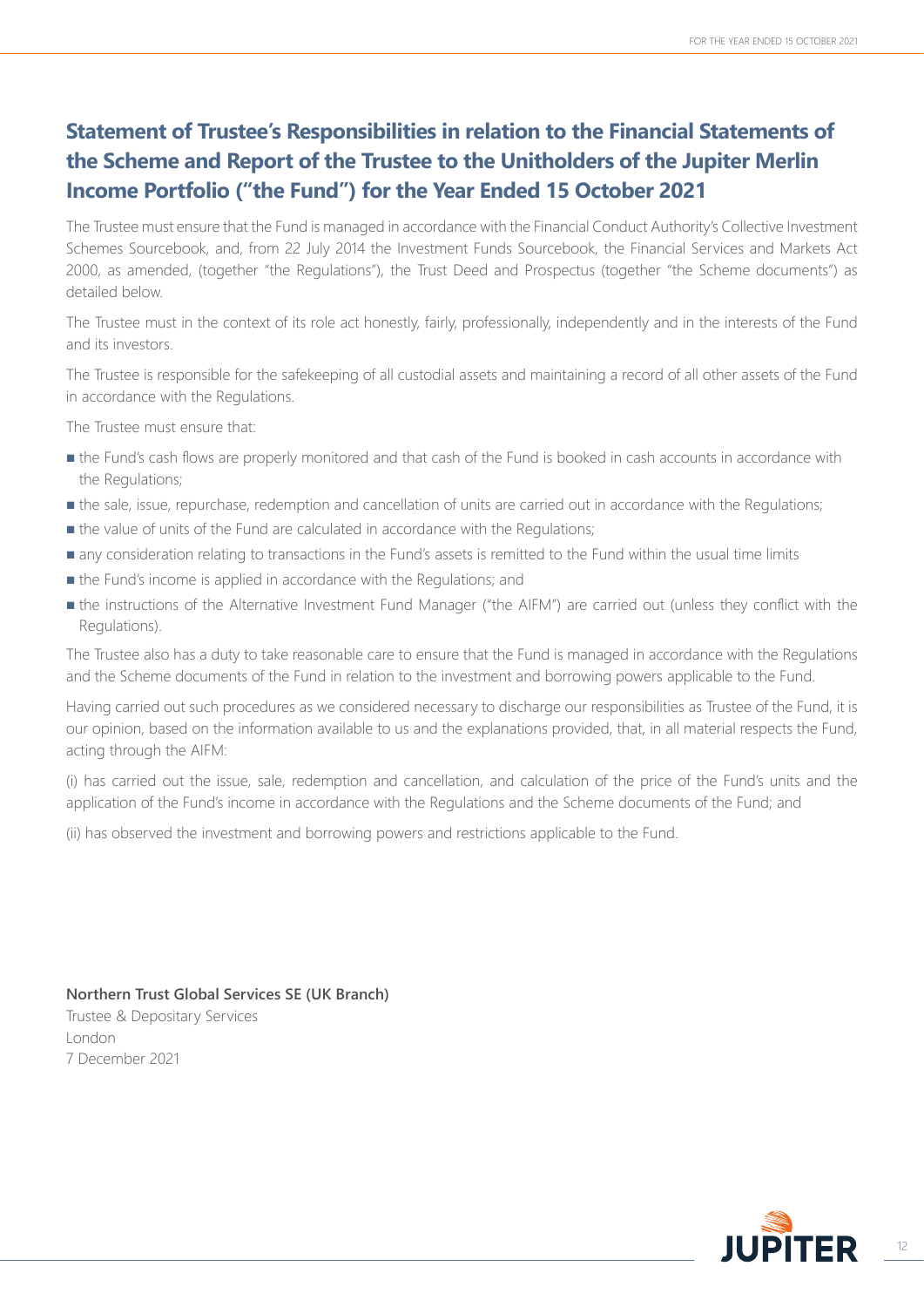## Statement of Trustee's Responsibilities in relation to the Financial Statements of the Scheme and Report of the Trustee to the Unitholders of the Jupiter Merlin Income Portfolio ("the Fund") for the Year Ended 15 October 2021

The Trustee must ensure that the Fund is managed in accordance with the Financial Conduct Authority's Collective Investment Schemes Sourcebook, and, from 22 July 2014 the Investment Funds Sourcebook, the Financial Services and Markets Act 2000, as amended, (together "the Regulations"), the Trust Deed and Prospectus (together "the Scheme documents") as detailed below.

The Trustee must in the context of its role act honestly, fairly, professionally, independently and in the interests of the Fund and its investors.

The Trustee is responsible for the safekeeping of all custodial assets and maintaining a record of all other assets of the Fund in accordance with the Regulations.

The Trustee must ensure that:

- the Fund's cash flows are properly monitored and that cash of the Fund is booked in cash accounts in accordance with the Regulations;
- the sale, issue, repurchase, redemption and cancellation of units are carried out in accordance with the Regulations;
- the value of units of the Fund are calculated in accordance with the Regulations;
- any consideration relating to transactions in the Fund's assets is remitted to the Fund within the usual time limits
- the Fund's income is applied in accordance with the Regulations; and
- the instructions of the Alternative Investment Fund Manager ("the AIFM") are carried out (unless they conflict with the Regulations).

The Trustee also has a duty to take reasonable care to ensure that the Fund is managed in accordance with the Regulations and the Scheme documents of the Fund in relation to the investment and borrowing powers applicable to the Fund.

Having carried out such procedures as we considered necessary to discharge our responsibilities as Trustee of the Fund, it is our opinion, based on the information available to us and the explanations provided, that, in all material respects the Fund, acting through the AIFM:

(i) has carried out the issue, sale, redemption and cancellation, and calculation of the price of the Fund's units and the application of the Fund's income in accordance with the Regulations and the Scheme documents of the Fund; and

(ii) has observed the investment and borrowing powers and restrictions applicable to the Fund.

**Northern Trust Global Services SE (UK Branch)**
Trustee & Depositary Services
London
7 December 2021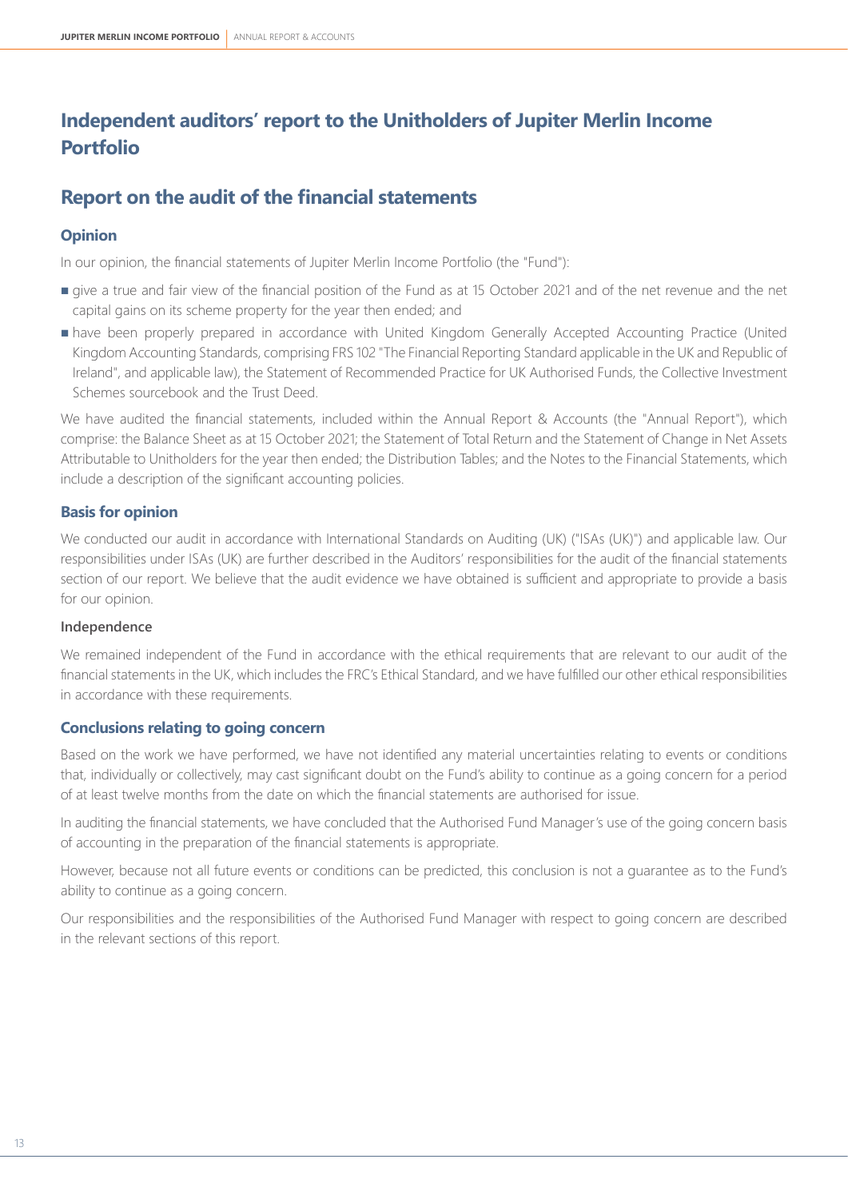# Independent auditors' report to the Unitholders of Jupiter Merlin Income Portfolio

## Report on the audit of the financial statements

### Opinion

In our opinion, the financial statements of Jupiter Merlin Income Portfolio (the "Fund"):

- give a true and fair view of the financial position of the Fund as at 15 October 2021 and of the net revenue and the net capital gains on its scheme property for the year then ended; and
- have been properly prepared in accordance with United Kingdom Generally Accepted Accounting Practice (United Kingdom Accounting Standards, comprising FRS 102 "The Financial Reporting Standard applicable in the UK and Republic of Ireland", and applicable law), the Statement of Recommended Practice for UK Authorised Funds, the Collective Investment Schemes sourcebook and the Trust Deed.

We have audited the financial statements, included within the Annual Report & Accounts (the "Annual Report"), which comprise: the Balance Sheet as at 15 October 2021; the Statement of Total Return and the Statement of Change in Net Assets Attributable to Unitholders for the year then ended; the Distribution Tables; and the Notes to the Financial Statements, which include a description of the significant accounting policies.

### Basis for opinion

We conducted our audit in accordance with International Standards on Auditing (UK) ("ISAs (UK)") and applicable law. Our responsibilities under ISAs (UK) are further described in the Auditors' responsibilities for the audit of the financial statements section of our report. We believe that the audit evidence we have obtained is sufficient and appropriate to provide a basis for our opinion.

#### Independence

We remained independent of the Fund in accordance with the ethical requirements that are relevant to our audit of the financial statements in the UK, which includes the FRC's Ethical Standard, and we have fulfilled our other ethical responsibilities in accordance with these requirements.

### Conclusions relating to going concern

Based on the work we have performed, we have not identified any material uncertainties relating to events or conditions that, individually or collectively, may cast significant doubt on the Fund's ability to continue as a going concern for a period of at least twelve months from the date on which the financial statements are authorised for issue.

In auditing the financial statements, we have concluded that the Authorised Fund Manager's use of the going concern basis of accounting in the preparation of the financial statements is appropriate.

However, because not all future events or conditions can be predicted, this conclusion is not a guarantee as to the Fund's ability to continue as a going concern.

Our responsibilities and the responsibilities of the Authorised Fund Manager with respect to going concern are described in the relevant sections of this report.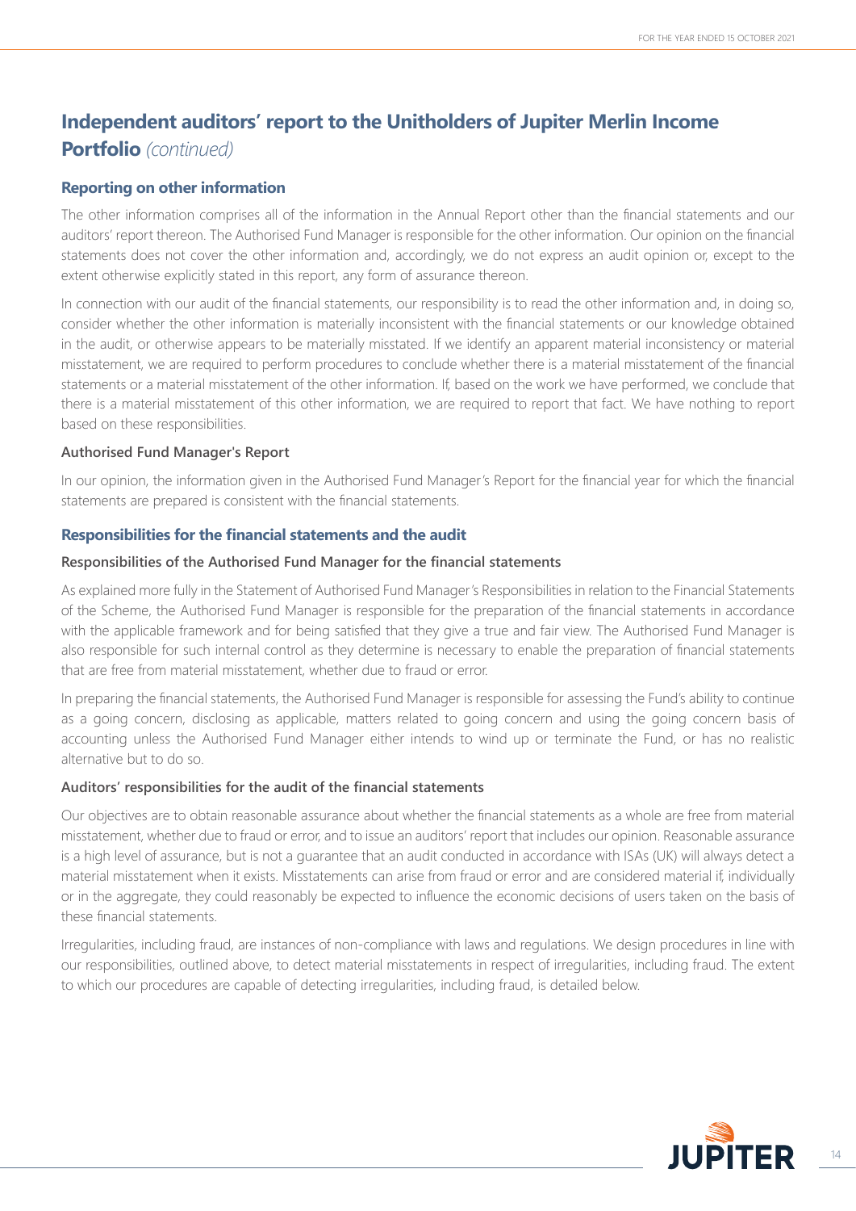# Independent auditors' report to the Unitholders of Jupiter Merlin Income Portfolio *(continued)*

## Reporting on other information

The other information comprises all of the information in the Annual Report other than the financial statements and our auditors' report thereon. The Authorised Fund Manager is responsible for the other information. Our opinion on the financial statements does not cover the other information and, accordingly, we do not express an audit opinion or, except to the extent otherwise explicitly stated in this report, any form of assurance thereon.

In connection with our audit of the financial statements, our responsibility is to read the other information and, in doing so, consider whether the other information is materially inconsistent with the financial statements or our knowledge obtained in the audit, or otherwise appears to be materially misstated. If we identify an apparent material inconsistency or material misstatement, we are required to perform procedures to conclude whether there is a material misstatement of the financial statements or a material misstatement of the other information. If, based on the work we have performed, we conclude that there is a material misstatement of this other information, we are required to report that fact. We have nothing to report based on these responsibilities.

### Authorised Fund Manager's Report

In our opinion, the information given in the Authorised Fund Manager's Report for the financial year for which the financial statements are prepared is consistent with the financial statements.

## Responsibilities for the financial statements and the audit

### Responsibilities of the Authorised Fund Manager for the financial statements

As explained more fully in the Statement of Authorised Fund Manager's Responsibilities in relation to the Financial Statements of the Scheme, the Authorised Fund Manager is responsible for the preparation of the financial statements in accordance with the applicable framework and for being satisfied that they give a true and fair view. The Authorised Fund Manager is also responsible for such internal control as they determine is necessary to enable the preparation of financial statements that are free from material misstatement, whether due to fraud or error.

In preparing the financial statements, the Authorised Fund Manager is responsible for assessing the Fund's ability to continue as a going concern, disclosing as applicable, matters related to going concern and using the going concern basis of accounting unless the Authorised Fund Manager either intends to wind up or terminate the Fund, or has no realistic alternative but to do so.

### Auditors' responsibilities for the audit of the financial statements

Our objectives are to obtain reasonable assurance about whether the financial statements as a whole are free from material misstatement, whether due to fraud or error, and to issue an auditors' report that includes our opinion. Reasonable assurance is a high level of assurance, but is not a guarantee that an audit conducted in accordance with ISAs (UK) will always detect a material misstatement when it exists. Misstatements can arise from fraud or error and are considered material if, individually or in the aggregate, they could reasonably be expected to influence the economic decisions of users taken on the basis of these financial statements.

Irregularities, including fraud, are instances of non-compliance with laws and regulations. We design procedures in line with our responsibilities, outlined above, to detect material misstatements in respect of irregularities, including fraud. The extent to which our procedures are capable of detecting irregularities, including fraud, is detailed below.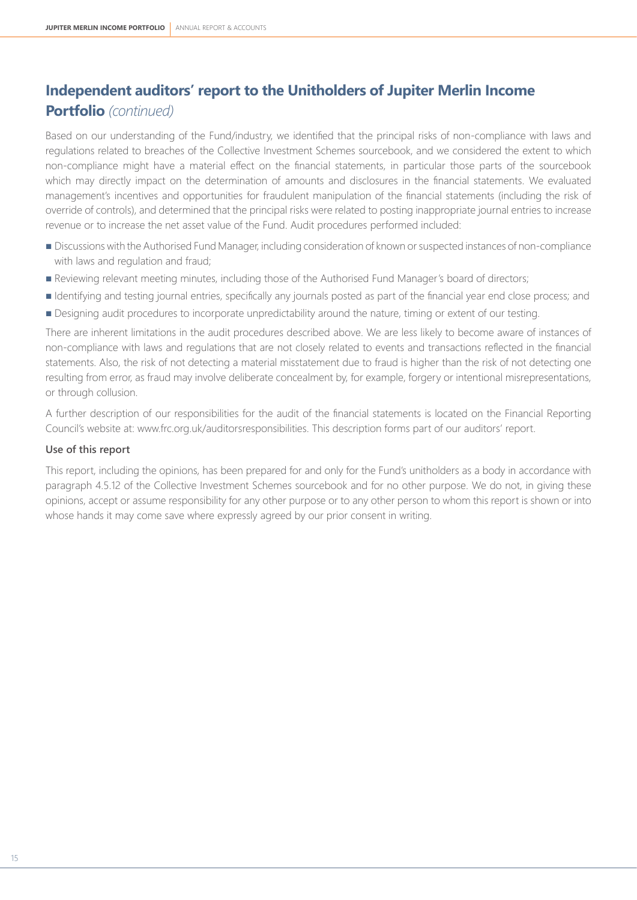## Independent auditors' report to the Unitholders of Jupiter Merlin Income Portfolio *(continued)*

Based on our understanding of the Fund/industry, we identified that the principal risks of non-compliance with laws and regulations related to breaches of the Collective Investment Schemes sourcebook, and we considered the extent to which non-compliance might have a material effect on the financial statements, in particular those parts of the sourcebook which may directly impact on the determination of amounts and disclosures in the financial statements. We evaluated management's incentives and opportunities for fraudulent manipulation of the financial statements (including the risk of override of controls), and determined that the principal risks were related to posting inappropriate journal entries to increase revenue or to increase the net asset value of the Fund. Audit procedures performed included:

- Discussions with the Authorised Fund Manager, including consideration of known or suspected instances of non-compliance with laws and regulation and fraud;
- Reviewing relevant meeting minutes, including those of the Authorised Fund Manager's board of directors;
- Identifying and testing journal entries, specifically any journals posted as part of the financial year end close process; and
- Designing audit procedures to incorporate unpredictability around the nature, timing or extent of our testing.

There are inherent limitations in the audit procedures described above. We are less likely to become aware of instances of non-compliance with laws and regulations that are not closely related to events and transactions reflected in the financial statements. Also, the risk of not detecting a material misstatement due to fraud is higher than the risk of not detecting one resulting from error, as fraud may involve deliberate concealment by, for example, forgery or intentional misrepresentations, or through collusion.

A further description of our responsibilities for the audit of the financial statements is located on the Financial Reporting Council's website at: www.frc.org.uk/auditorsresponsibilities. This description forms part of our auditors' report.

### Use of this report

This report, including the opinions, has been prepared for and only for the Fund's unitholders as a body in accordance with paragraph 4.5.12 of the Collective Investment Schemes sourcebook and for no other purpose. We do not, in giving these opinions, accept or assume responsibility for any other purpose or to any other person to whom this report is shown or into whose hands it may come save where expressly agreed by our prior consent in writing.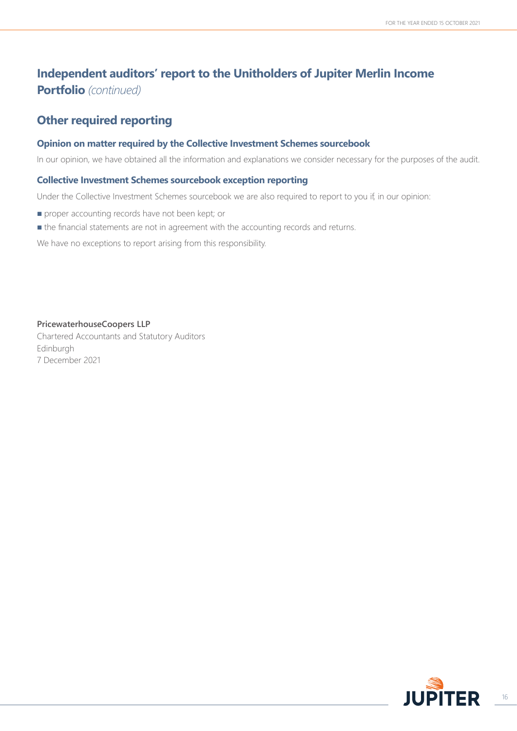# Independent auditors' report to the Unitholders of Jupiter Merlin Income Portfolio *(continued)*

## Other required reporting

### Opinion on matter required by the Collective Investment Schemes sourcebook

In our opinion, we have obtained all the information and explanations we consider necessary for the purposes of the audit.

### Collective Investment Schemes sourcebook exception reporting

Under the Collective Investment Schemes sourcebook we are also required to report to you if, in our opinion:

- proper accounting records have not been kept; or
- the financial statements are not in agreement with the accounting records and returns.

We have no exceptions to report arising from this responsibility.

**PricewaterhouseCoopers LLP**
Chartered Accountants and Statutory Auditors
Edinburgh
7 December 2021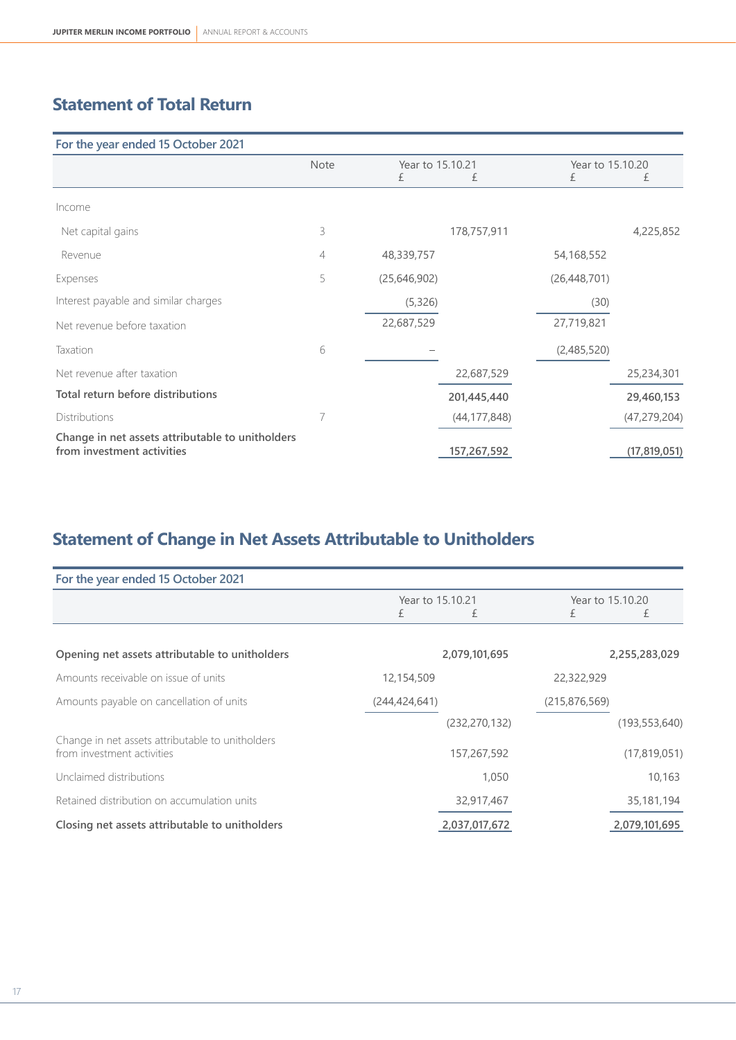## Statement of Total Return

**For the year ended 15 October 2021**

| | Note | Year to 15.10.21 £ | Year to 15.10.21 £ | Year to 15.10.20 £ | Year to 15.10.20 £ |
|---|---|---|---|---|---|
| Income | | | | | |
| Net capital gains | 3 | | 178,757,911 | | 4,225,852 |
| Revenue | 4 | 48,339,757 | | 54,168,552 | |
| Expenses | 5 | (25,646,902) | | (26,448,701) | |
| Interest payable and similar charges | | (5,326) | | (30) | |
| Net revenue before taxation | | 22,687,529 | | 27,719,821 | |
| Taxation | 6 | – | | (2,485,520) | |
| Net revenue after taxation | | | 22,687,529 | | 25,234,301 |
| **Total return before distributions** | | | **201,445,440** | | **29,460,153** |
| Distributions | 7 | | (44,177,848) | | (47,279,204) |
| **Change in net assets attributable to unitholders from investment activities** | | | **157,267,592** | | **(17,819,051)** |

## Statement of Change in Net Assets Attributable to Unitholders

**For the year ended 15 October 2021**

| | Year to 15.10.21 £ | Year to 15.10.21 £ | Year to 15.10.20 £ | Year to 15.10.20 £ |
|---|---|---|---|---|
| **Opening net assets attributable to unitholders** | | **2,079,101,695** | | **2,255,283,029** |
| Amounts receivable on issue of units | 12,154,509 | | 22,322,929 | |
| Amounts payable on cancellation of units | (244,424,641) | | (215,876,569) | |
| | | (232,270,132) | | (193,553,640) |
| Change in net assets attributable to unitholders from investment activities | | 157,267,592 | | (17,819,051) |
| Unclaimed distributions | | 1,050 | | 10,163 |
| Retained distribution on accumulation units | | 32,917,467 | | 35,181,194 |
| **Closing net assets attributable to unitholders** | | **2,037,017,672** | | **2,079,101,695** |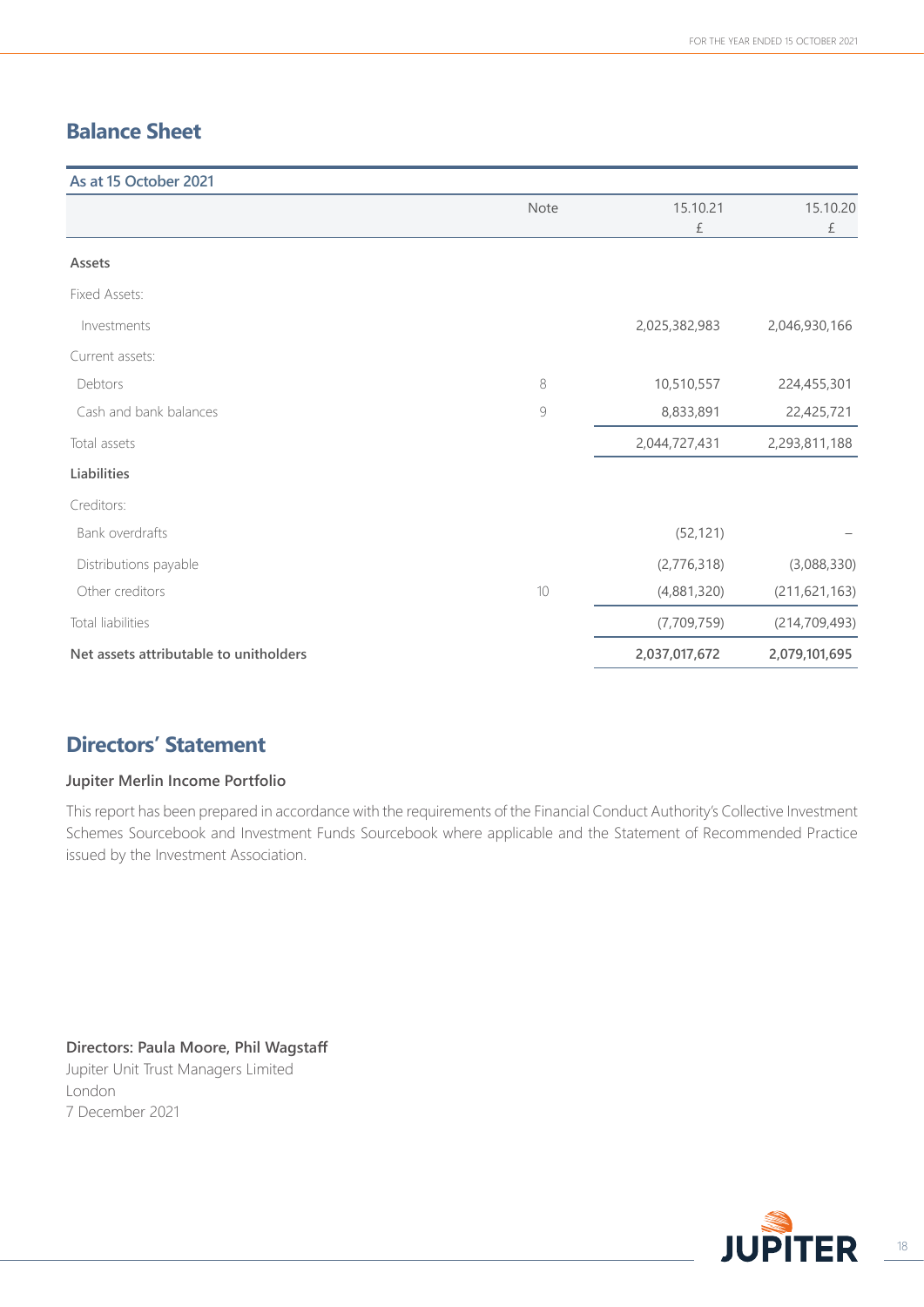## Balance Sheet

| As at 15 October 2021 | Note | 15.10.21 £ | 15.10.20 £ |
|---|---|---|---|
| **Assets** | | | |
| Fixed Assets: | | | |
| Investments | | 2,025,382,983 | 2,046,930,166 |
| Current assets: | | | |
| Debtors | 8 | 10,510,557 | 224,455,301 |
| Cash and bank balances | 9 | 8,833,891 | 22,425,721 |
| Total assets | | 2,044,727,431 | 2,293,811,188 |
| **Liabilities** | | | |
| Creditors: | | | |
| Bank overdrafts | | (52,121) | – |
| Distributions payable | | (2,776,318) | (3,088,330) |
| Other creditors | 10 | (4,881,320) | (211,621,163) |
| Total liabilities | | (7,709,759) | (214,709,493) |
| **Net assets attributable to unitholders** | | **2,037,017,672** | **2,079,101,695** |

## Directors' Statement

**Jupiter Merlin Income Portfolio**

This report has been prepared in accordance with the requirements of the Financial Conduct Authority's Collective Investment Schemes Sourcebook and Investment Funds Sourcebook where applicable and the Statement of Recommended Practice issued by the Investment Association.

**Directors: Paula Moore, Phil Wagstaff**
Jupiter Unit Trust Managers Limited
London
7 December 2021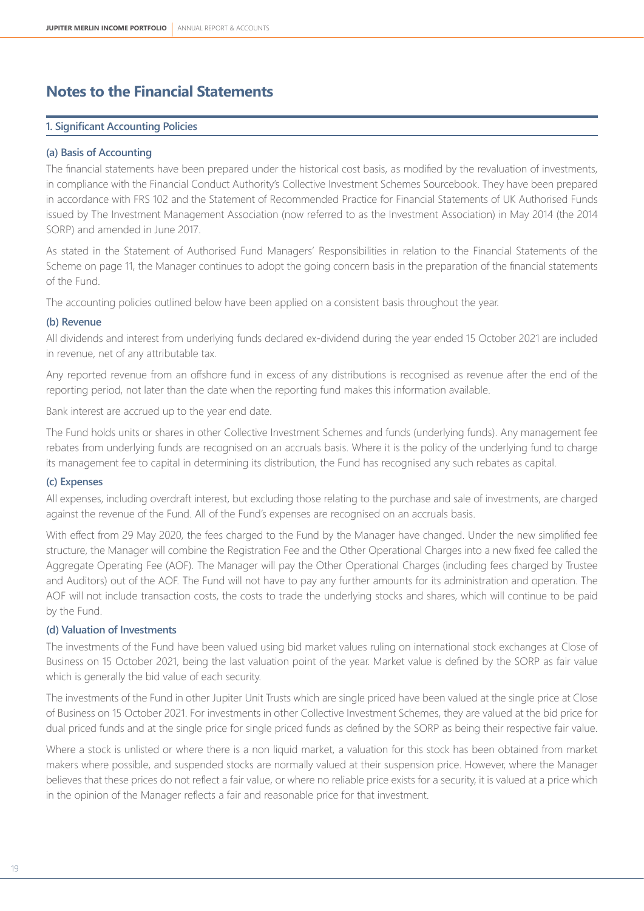# Notes to the Financial Statements

## 1. Significant Accounting Policies

### (a) Basis of Accounting

The financial statements have been prepared under the historical cost basis, as modified by the revaluation of investments, in compliance with the Financial Conduct Authority's Collective Investment Schemes Sourcebook. They have been prepared in accordance with FRS 102 and the Statement of Recommended Practice for Financial Statements of UK Authorised Funds issued by The Investment Management Association (now referred to as the Investment Association) in May 2014 (the 2014 SORP) and amended in June 2017.

As stated in the Statement of Authorised Fund Managers' Responsibilities in relation to the Financial Statements of the Scheme on page 11, the Manager continues to adopt the going concern basis in the preparation of the financial statements of the Fund.

The accounting policies outlined below have been applied on a consistent basis throughout the year.

### (b) Revenue

All dividends and interest from underlying funds declared ex-dividend during the year ended 15 October 2021 are included in revenue, net of any attributable tax.

Any reported revenue from an offshore fund in excess of any distributions is recognised as revenue after the end of the reporting period, not later than the date when the reporting fund makes this information available.

Bank interest are accrued up to the year end date.

The Fund holds units or shares in other Collective Investment Schemes and funds (underlying funds). Any management fee rebates from underlying funds are recognised on an accruals basis. Where it is the policy of the underlying fund to charge its management fee to capital in determining its distribution, the Fund has recognised any such rebates as capital.

### (c) Expenses

All expenses, including overdraft interest, but excluding those relating to the purchase and sale of investments, are charged against the revenue of the Fund. All of the Fund's expenses are recognised on an accruals basis.

With effect from 29 May 2020, the fees charged to the Fund by the Manager have changed. Under the new simplified fee structure, the Manager will combine the Registration Fee and the Other Operational Charges into a new fixed fee called the Aggregate Operating Fee (AOF). The Manager will pay the Other Operational Charges (including fees charged by Trustee and Auditors) out of the AOF. The Fund will not have to pay any further amounts for its administration and operation. The AOF will not include transaction costs, the costs to trade the underlying stocks and shares, which will continue to be paid by the Fund.

### (d) Valuation of Investments

The investments of the Fund have been valued using bid market values ruling on international stock exchanges at Close of Business on 15 October 2021, being the last valuation point of the year. Market value is defined by the SORP as fair value which is generally the bid value of each security.

The investments of the Fund in other Jupiter Unit Trusts which are single priced have been valued at the single price at Close of Business on 15 October 2021. For investments in other Collective Investment Schemes, they are valued at the bid price for dual priced funds and at the single price for single priced funds as defined by the SORP as being their respective fair value.

Where a stock is unlisted or where there is a non liquid market, a valuation for this stock has been obtained from market makers where possible, and suspended stocks are normally valued at their suspension price. However, where the Manager believes that these prices do not reflect a fair value, or where no reliable price exists for a security, it is valued at a price which in the opinion of the Manager reflects a fair and reasonable price for that investment.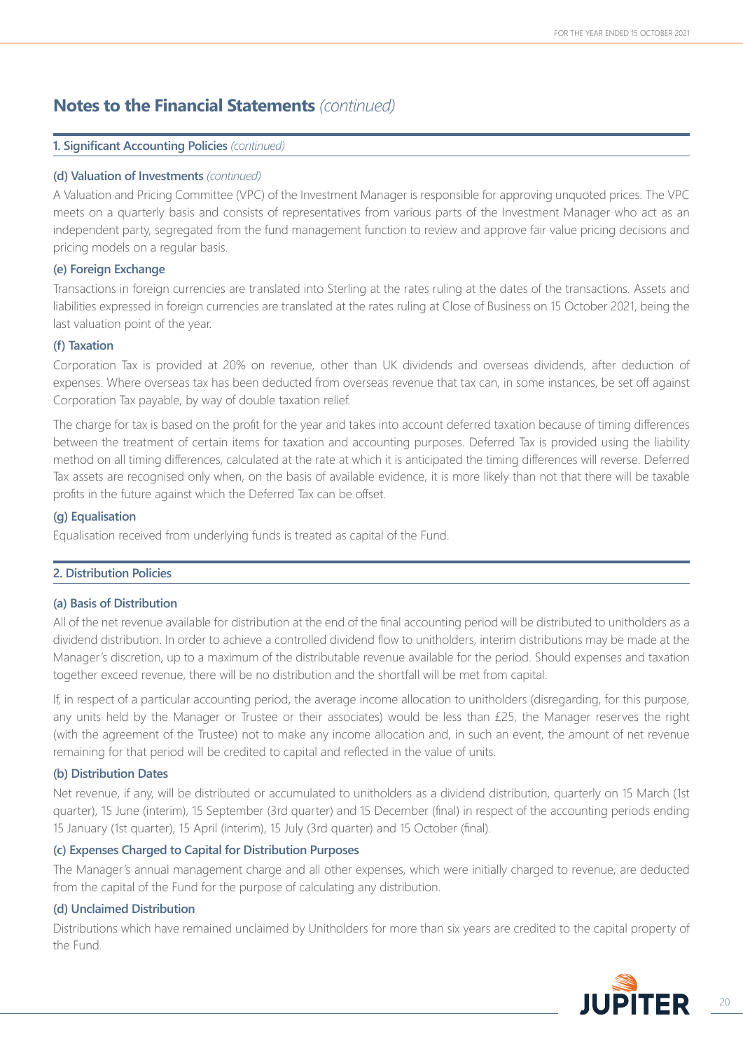# Notes to the Financial Statements *(continued)*

## 1. Significant Accounting Policies *(continued)*

### (d) Valuation of Investments *(continued)*

A Valuation and Pricing Committee (VPC) of the Investment Manager is responsible for approving unquoted prices. The VPC meets on a quarterly basis and consists of representatives from various parts of the Investment Manager who act as an independent party, segregated from the fund management function to review and approve fair value pricing decisions and pricing models on a regular basis.

### (e) Foreign Exchange

Transactions in foreign currencies are translated into Sterling at the rates ruling at the dates of the transactions. Assets and liabilities expressed in foreign currencies are translated at the rates ruling at Close of Business on 15 October 2021, being the last valuation point of the year.

### (f) Taxation

Corporation Tax is provided at 20% on revenue, other than UK dividends and overseas dividends, after deduction of expenses. Where overseas tax has been deducted from overseas revenue that tax can, in some instances, be set off against Corporation Tax payable, by way of double taxation relief.

The charge for tax is based on the profit for the year and takes into account deferred taxation because of timing differences between the treatment of certain items for taxation and accounting purposes. Deferred Tax is provided using the liability method on all timing differences, calculated at the rate at which it is anticipated the timing differences will reverse. Deferred Tax assets are recognised only when, on the basis of available evidence, it is more likely than not that there will be taxable profits in the future against which the Deferred Tax can be offset.

### (g) Equalisation

Equalisation received from underlying funds is treated as capital of the Fund.

## 2. Distribution Policies

### (a) Basis of Distribution

All of the net revenue available for distribution at the end of the final accounting period will be distributed to unitholders as a dividend distribution. In order to achieve a controlled dividend flow to unitholders, interim distributions may be made at the Manager's discretion, up to a maximum of the distributable revenue available for the period. Should expenses and taxation together exceed revenue, there will be no distribution and the shortfall will be met from capital.

If, in respect of a particular accounting period, the average income allocation to unitholders (disregarding, for this purpose, any units held by the Manager or Trustee or their associates) would be less than £25, the Manager reserves the right (with the agreement of the Trustee) not to make any income allocation and, in such an event, the amount of net revenue remaining for that period will be credited to capital and reflected in the value of units.

### (b) Distribution Dates

Net revenue, if any, will be distributed or accumulated to unitholders as a dividend distribution, quarterly on 15 March (1st quarter), 15 June (interim), 15 September (3rd quarter) and 15 December (final) in respect of the accounting periods ending 15 January (1st quarter), 15 April (interim), 15 July (3rd quarter) and 15 October (final).

### (c) Expenses Charged to Capital for Distribution Purposes

The Manager's annual management charge and all other expenses, which were initially charged to revenue, are deducted from the capital of the Fund for the purpose of calculating any distribution.

### (d) Unclaimed Distribution

Distributions which have remained unclaimed by Unitholders for more than six years are credited to the capital property of the Fund.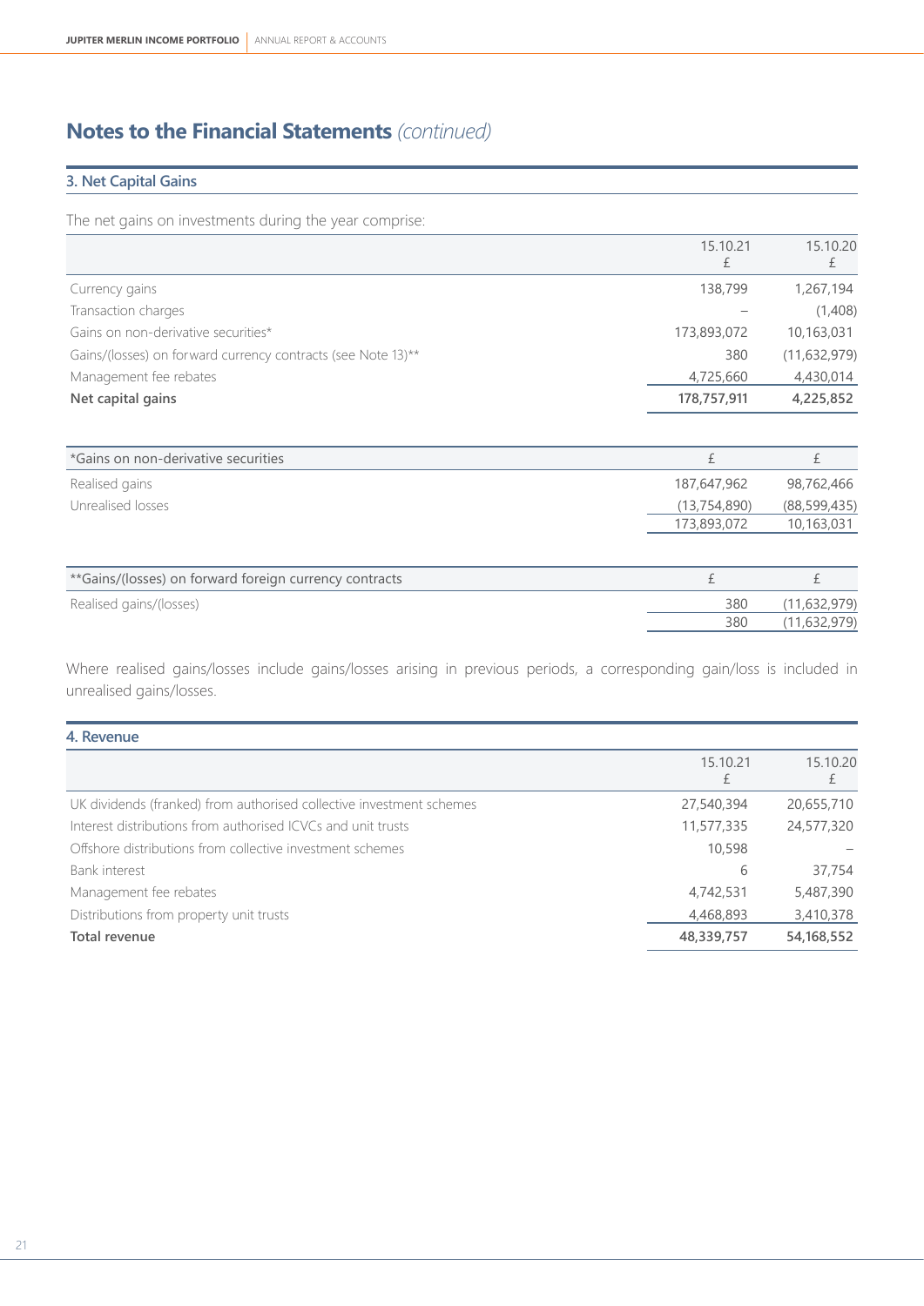## Notes to the Financial Statements *(continued)*

### 3. Net Capital Gains

The net gains on investments during the year comprise:

| | 15.10.21<br>£ | 15.10.20<br>£ |
|---|---|---|
| Currency gains | 138,799 | 1,267,194 |
| Transaction charges | – | (1,408) |
| Gains on non-derivative securities* | 173,893,072 | 10,163,031 |
| Gains/(losses) on forward currency contracts (see Note 13)** | 380 | (11,632,979) |
| Management fee rebates | 4,725,660 | 4,430,014 |
| **Net capital gains** | **178,757,911** | **4,225,852** |

| *Gains on non-derivative securities | £ | £ |
|---|---|---|
| Realised gains | 187,647,962 | 98,762,466 |
| Unrealised losses | (13,754,890) | (88,599,435) |
| | 173,893,072 | 10,163,031 |

| **Gains/(losses) on forward foreign currency contracts | £ | £ |
|---|---|---|
| Realised gains/(losses) | 380 | (11,632,979) |
| | 380 | (11,632,979) |

Where realised gains/losses include gains/losses arising in previous periods, a corresponding gain/loss is included in unrealised gains/losses.

### 4. Revenue

| | 15.10.21<br>£ | 15.10.20<br>£ |
|---|---|---|
| UK dividends (franked) from authorised collective investment schemes | 27,540,394 | 20,655,710 |
| Interest distributions from authorised ICVCs and unit trusts | 11,577,335 | 24,577,320 |
| Offshore distributions from collective investment schemes | 10,598 | – |
| Bank interest | 6 | 37,754 |
| Management fee rebates | 4,742,531 | 5,487,390 |
| Distributions from property unit trusts | 4,468,893 | 3,410,378 |
| **Total revenue** | **48,339,757** | **54,168,552** |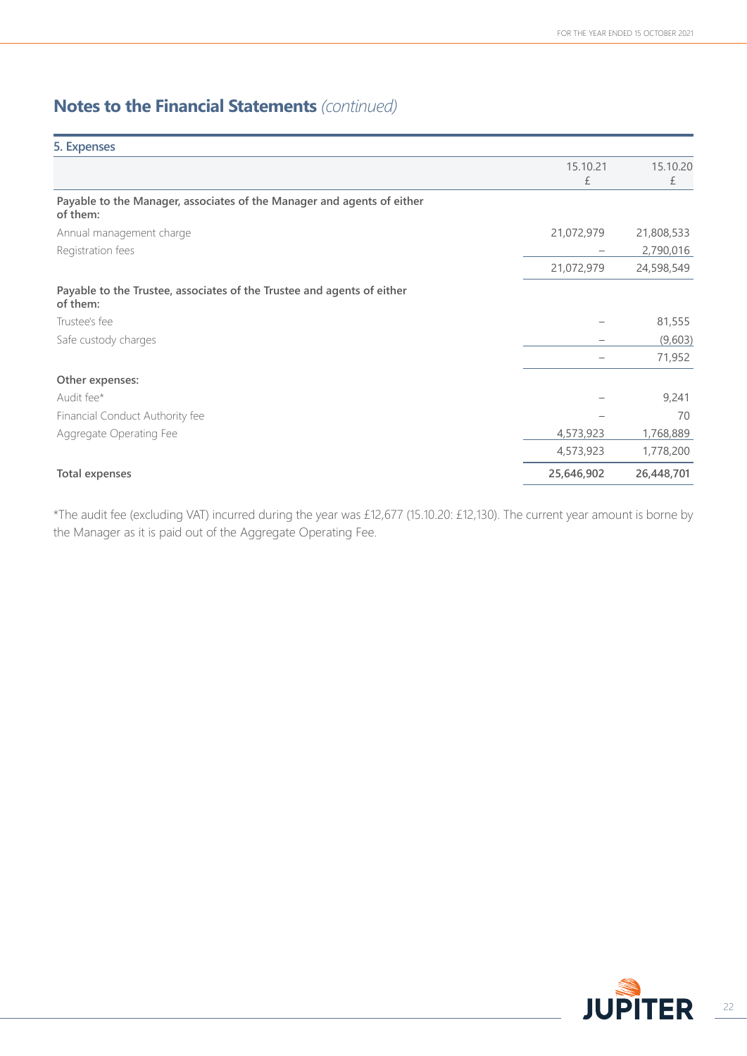# Notes to the Financial Statements *(continued)*

## 5. Expenses

| | 15.10.21 £ | 15.10.20 £ |
|---|---|---|
| **Payable to the Manager, associates of the Manager and agents of either of them:** | | |
| Annual management charge | 21,072,979 | 21,808,533 |
| Registration fees | – | 2,790,016 |
| | 21,072,979 | 24,598,549 |
| **Payable to the Trustee, associates of the Trustee and agents of either of them:** | | |
| Trustee's fee | – | 81,555 |
| Safe custody charges | – | (9,603) |
| | – | 71,952 |
| **Other expenses:** | | |
| Audit fee* | – | 9,241 |
| Financial Conduct Authority fee | – | 70 |
| Aggregate Operating Fee | 4,573,923 | 1,768,889 |
| | 4,573,923 | 1,778,200 |
| **Total expenses** | **25,646,902** | **26,448,701** |

*The audit fee (excluding VAT) incurred during the year was £12,677 (15.10.20: £12,130). The current year amount is borne by the Manager as it is paid out of the Aggregate Operating Fee.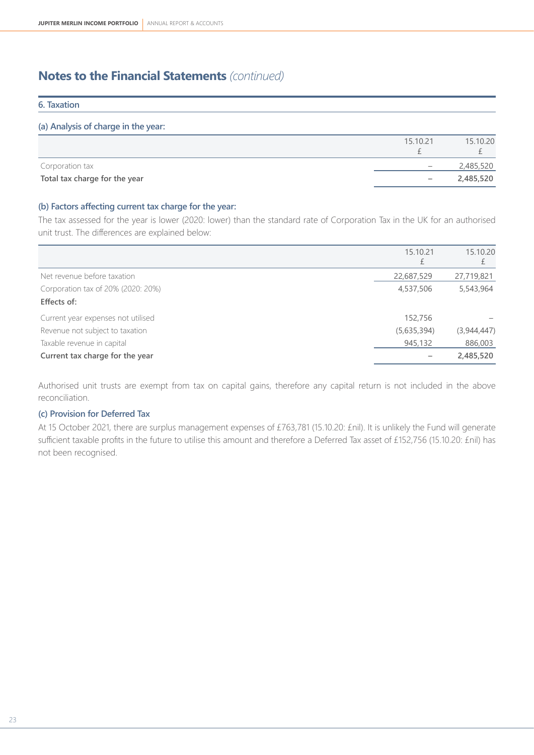# Notes to the Financial Statements *(continued)*

## 6. Taxation

### (a) Analysis of charge in the year:

| | 15.10.21<br>£ | 15.10.20<br>£ |
|---|---|---|
| Corporation tax | – | 2,485,520 |
| **Total tax charge for the year** | **–** | **2,485,520** |

### (b) Factors affecting current tax charge for the year:

The tax assessed for the year is lower (2020: lower) than the standard rate of Corporation Tax in the UK for an authorised unit trust. The differences are explained below:

| | 15.10.21<br>£ | 15.10.20<br>£ |
|---|---|---|
| Net revenue before taxation | 22,687,529 | 27,719,821 |
| Corporation tax of 20% (2020: 20%) | 4,537,506 | 5,543,964 |
| **Effects of:** | | |
| Current year expenses not utilised | 152,756 | – |
| Revenue not subject to taxation | (5,635,394) | (3,944,447) |
| Taxable revenue in capital | 945,132 | 886,003 |
| **Current tax charge for the year** | **–** | **2,485,520** |

Authorised unit trusts are exempt from tax on capital gains, therefore any capital return is not included in the above reconciliation.

### (c) Provision for Deferred Tax

At 15 October 2021, there are surplus management expenses of £763,781 (15.10.20: £nil). It is unlikely the Fund will generate sufficient taxable profits in the future to utilise this amount and therefore a Deferred Tax asset of £152,756 (15.10.20: £nil) has not been recognised.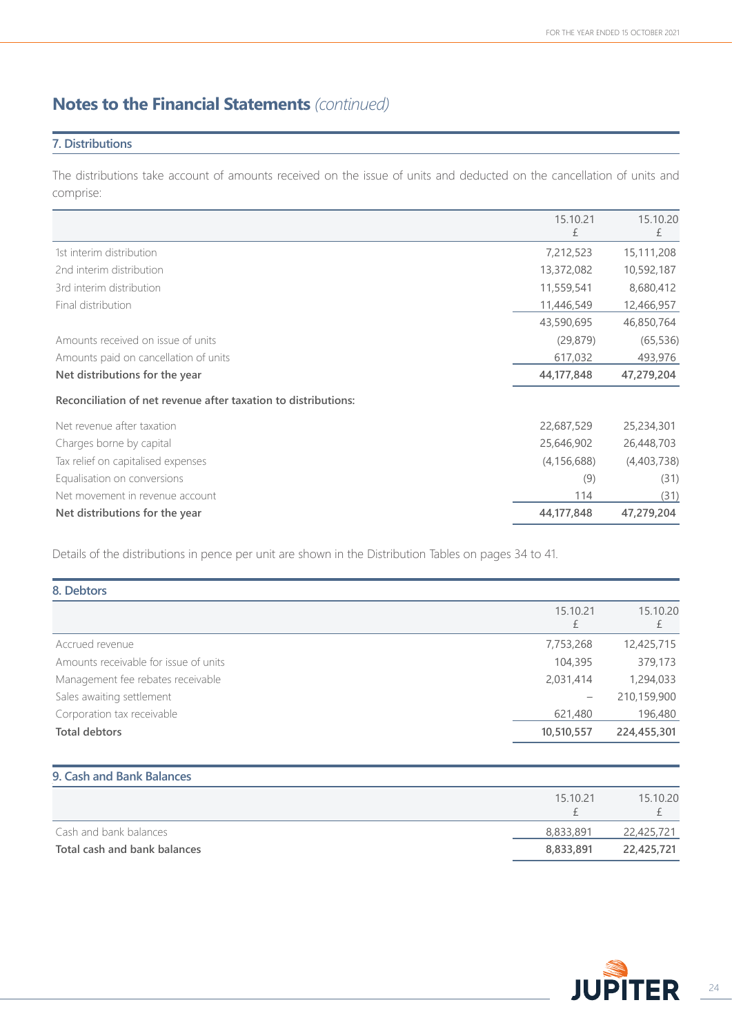# Notes to the Financial Statements *(continued)*

## 7. Distributions

The distributions take account of amounts received on the issue of units and deducted on the cancellation of units and comprise:

| | 15.10.21 £ | 15.10.20 £ |
|---|---|---|
| 1st interim distribution | 7,212,523 | 15,111,208 |
| 2nd interim distribution | 13,372,082 | 10,592,187 |
| 3rd interim distribution | 11,559,541 | 8,680,412 |
| Final distribution | 11,446,549 | 12,466,957 |
| | 43,590,695 | 46,850,764 |
| Amounts received on issue of units | (29,879) | (65,536) |
| Amounts paid on cancellation of units | 617,032 | 493,976 |
| **Net distributions for the year** | **44,177,848** | **47,279,204** |
| **Reconciliation of net revenue after taxation to distributions:** | | |
| Net revenue after taxation | 22,687,529 | 25,234,301 |
| Charges borne by capital | 25,646,902 | 26,448,703 |
| Tax relief on capitalised expenses | (4,156,688) | (4,403,738) |
| Equalisation on conversions | (9) | (31) |
| Net movement in revenue account | 114 | (31) |
| **Net distributions for the year** | **44,177,848** | **47,279,204** |

Details of the distributions in pence per unit are shown in the Distribution Tables on pages 34 to 41.

## 8. Debtors

| | 15.10.21 £ | 15.10.20 £ |
|---|---|---|
| Accrued revenue | 7,753,268 | 12,425,715 |
| Amounts receivable for issue of units | 104,395 | 379,173 |
| Management fee rebates receivable | 2,031,414 | 1,294,033 |
| Sales awaiting settlement | – | 210,159,900 |
| Corporation tax receivable | 621,480 | 196,480 |
| **Total debtors** | **10,510,557** | **224,455,301** |

## 9. Cash and Bank Balances

| | 15.10.21 £ | 15.10.20 £ |
|---|---|---|
| Cash and bank balances | 8,833,891 | 22,425,721 |
| **Total cash and bank balances** | **8,833,891** | **22,425,721** |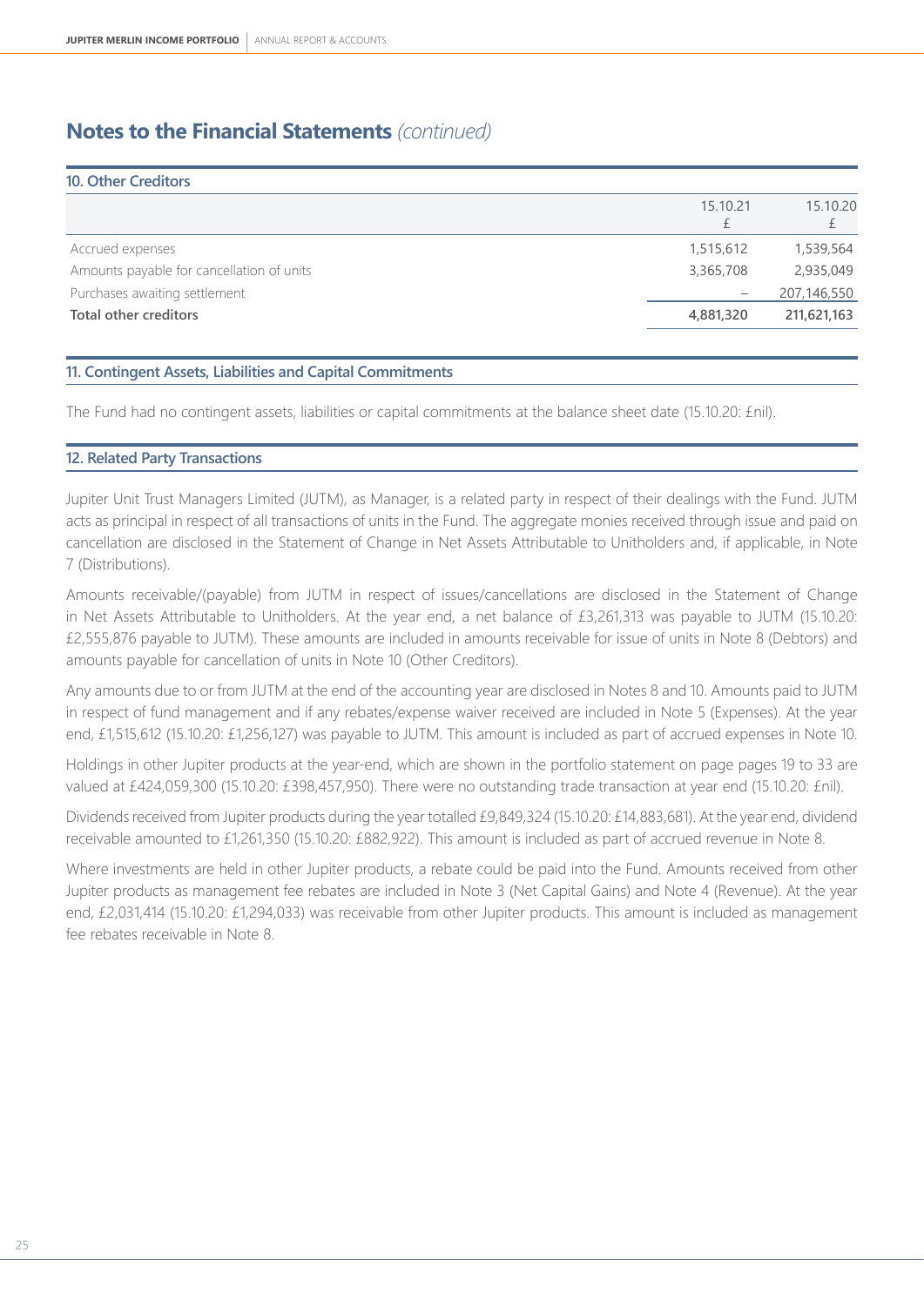# Notes to the Financial Statements *(continued)*

### 10. Other Creditors

| | 15.10.21<br>£ | 15.10.20<br>£ |
|---|---|---|
| Accrued expenses | 1,515,612 | 1,539,564 |
| Amounts payable for cancellation of units | 3,365,708 | 2,935,049 |
| Purchases awaiting settlement | – | 207,146,550 |
| **Total other creditors** | **4,881,320** | **211,621,163** |

### 11. Contingent Assets, Liabilities and Capital Commitments

The Fund had no contingent assets, liabilities or capital commitments at the balance sheet date (15.10.20: £nil).

### 12. Related Party Transactions

Jupiter Unit Trust Managers Limited (JUTM), as Manager, is a related party in respect of their dealings with the Fund. JUTM acts as principal in respect of all transactions of units in the Fund. The aggregate monies received through issue and paid on cancellation are disclosed in the Statement of Change in Net Assets Attributable to Unitholders and, if applicable, in Note 7 (Distributions).

Amounts receivable/(payable) from JUTM in respect of issues/cancellations are disclosed in the Statement of Change in Net Assets Attributable to Unitholders. At the year end, a net balance of £3,261,313 was payable to JUTM (15.10.20: £2,555,876 payable to JUTM). These amounts are included in amounts receivable for issue of units in Note 8 (Debtors) and amounts payable for cancellation of units in Note 10 (Other Creditors).

Any amounts due to or from JUTM at the end of the accounting year are disclosed in Notes 8 and 10. Amounts paid to JUTM in respect of fund management and if any rebates/expense waiver received are included in Note 5 (Expenses). At the year end, £1,515,612 (15.10.20: £1,256,127) was payable to JUTM. This amount is included as part of accrued expenses in Note 10.

Holdings in other Jupiter products at the year-end, which are shown in the portfolio statement on page pages 19 to 33 are valued at £424,059,300 (15.10.20: £398,457,950). There were no outstanding trade transaction at year end (15.10.20: £nil).

Dividends received from Jupiter products during the year totalled £9,849,324 (15.10.20: £14,883,681). At the year end, dividend receivable amounted to £1,261,350 (15.10.20: £882,922). This amount is included as part of accrued revenue in Note 8.

Where investments are held in other Jupiter products, a rebate could be paid into the Fund. Amounts received from other Jupiter products as management fee rebates are included in Note 3 (Net Capital Gains) and Note 4 (Revenue). At the year end, £2,031,414 (15.10.20: £1,294,033) was receivable from other Jupiter products. This amount is included as management fee rebates receivable in Note 8.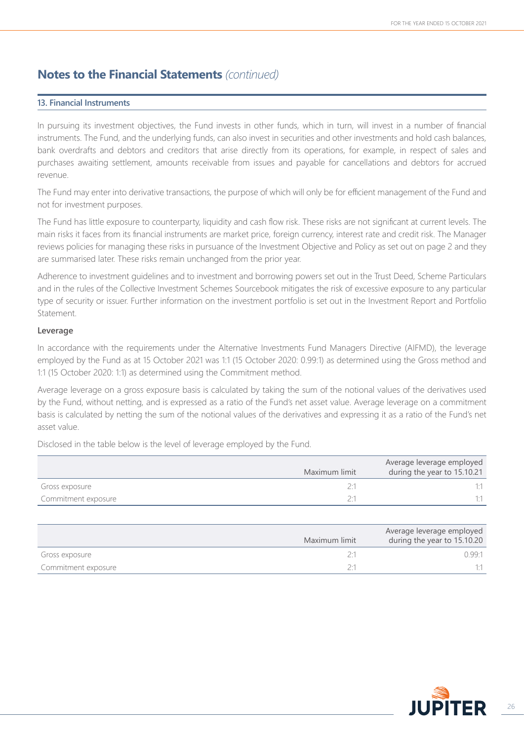# Notes to the Financial Statements *(continued)*

## 13. Financial Instruments

In pursuing its investment objectives, the Fund invests in other funds, which in turn, will invest in a number of financial instruments. The Fund, and the underlying funds, can also invest in securities and other investments and hold cash balances, bank overdrafts and debtors and creditors that arise directly from its operations, for example, in respect of sales and purchases awaiting settlement, amounts receivable from issues and payable for cancellations and debtors for accrued revenue.

The Fund may enter into derivative transactions, the purpose of which will only be for efficient management of the Fund and not for investment purposes.

The Fund has little exposure to counterparty, liquidity and cash flow risk. These risks are not significant at current levels. The main risks it faces from its financial instruments are market price, foreign currency, interest rate and credit risk. The Manager reviews policies for managing these risks in pursuance of the Investment Objective and Policy as set out on page 2 and they are summarised later. These risks remain unchanged from the prior year.

Adherence to investment guidelines and to investment and borrowing powers set out in the Trust Deed, Scheme Particulars and in the rules of the Collective Investment Schemes Sourcebook mitigates the risk of excessive exposure to any particular type of security or issuer. Further information on the investment portfolio is set out in the Investment Report and Portfolio Statement.

### Leverage

In accordance with the requirements under the Alternative Investments Fund Managers Directive (AIFMD), the leverage employed by the Fund as at 15 October 2021 was 1:1 (15 October 2020: 0.99:1) as determined using the Gross method and 1:1 (15 October 2020: 1:1) as determined using the Commitment method.

Average leverage on a gross exposure basis is calculated by taking the sum of the notional values of the derivatives used by the Fund, without netting, and is expressed as a ratio of the Fund's net asset value. Average leverage on a commitment basis is calculated by netting the sum of the notional values of the derivatives and expressing it as a ratio of the Fund's net asset value.

Disclosed in the table below is the level of leverage employed by the Fund.

| | Maximum limit | Average leverage employed during the year to 15.10.21 |
|---|---|---|
| Gross exposure | 2:1 | 1:1 |
| Commitment exposure | 2:1 | 1:1 |

| | Maximum limit | Average leverage employed during the year to 15.10.20 |
|---|---|---|
| Gross exposure | 2:1 | 0.99:1 |
| Commitment exposure | 2:1 | 1:1 |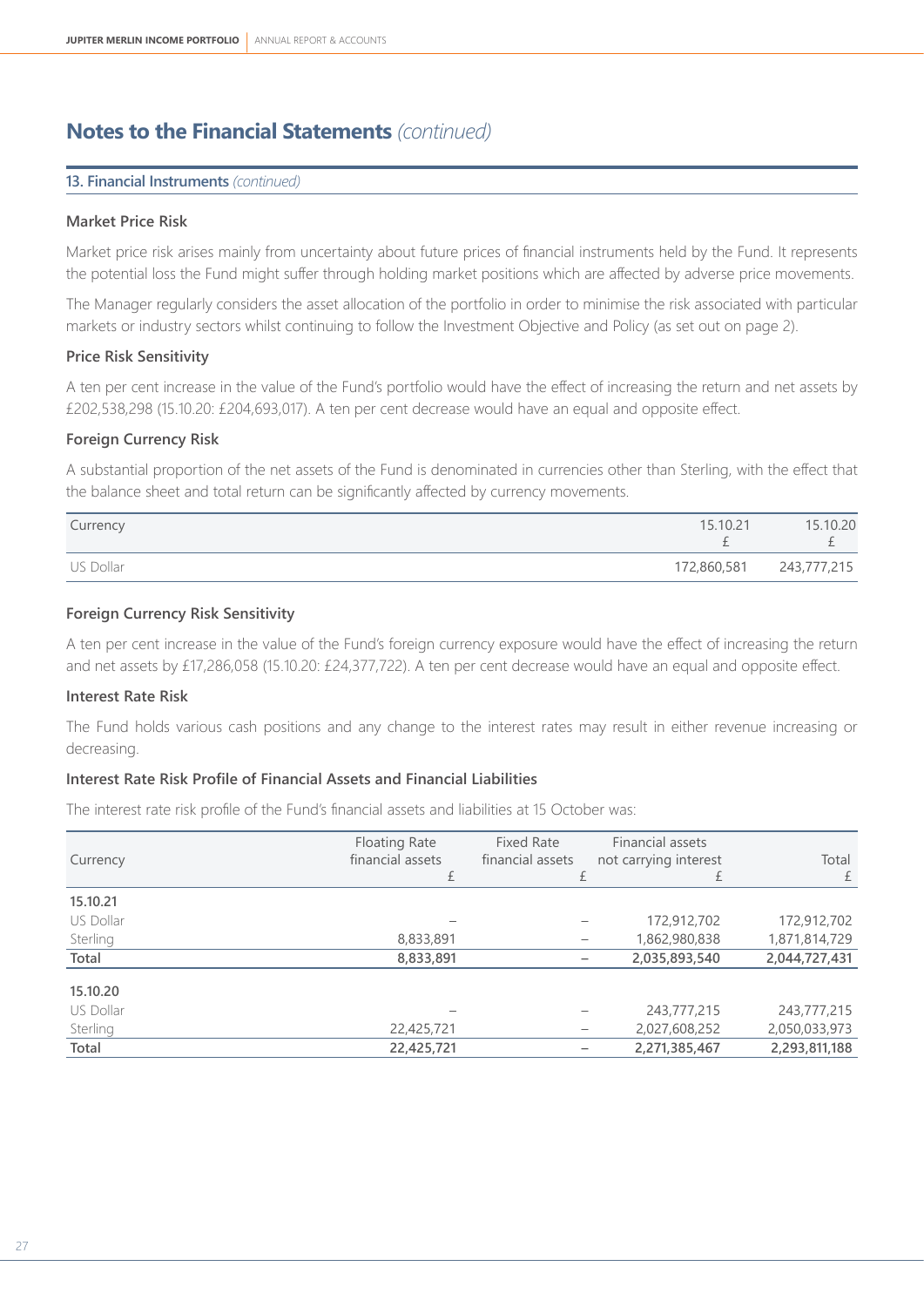# Notes to the Financial Statements *(continued)*

## 13. Financial Instruments *(continued)*

### Market Price Risk

Market price risk arises mainly from uncertainty about future prices of financial instruments held by the Fund. It represents the potential loss the Fund might suffer through holding market positions which are affected by adverse price movements.

The Manager regularly considers the asset allocation of the portfolio in order to minimise the risk associated with particular markets or industry sectors whilst continuing to follow the Investment Objective and Policy (as set out on page 2).

### Price Risk Sensitivity

A ten per cent increase in the value of the Fund's portfolio would have the effect of increasing the return and net assets by £202,538,298 (15.10.20: £204,693,017). A ten per cent decrease would have an equal and opposite effect.

### Foreign Currency Risk

A substantial proportion of the net assets of the Fund is denominated in currencies other than Sterling, with the effect that the balance sheet and total return can be significantly affected by currency movements.

| Currency | 15.10.21<br>£ | 15.10.20<br>£ |
|---|---|---|
| US Dollar | 172,860,581 | 243,777,215 |

### Foreign Currency Risk Sensitivity

A ten per cent increase in the value of the Fund's foreign currency exposure would have the effect of increasing the return and net assets by £17,286,058 (15.10.20: £24,377,722). A ten per cent decrease would have an equal and opposite effect.

### Interest Rate Risk

The Fund holds various cash positions and any change to the interest rates may result in either revenue increasing or decreasing.

### Interest Rate Risk Profile of Financial Assets and Financial Liabilities

The interest rate risk profile of the Fund's financial assets and liabilities at 15 October was:

| Currency | Floating Rate financial assets<br>£ | Fixed Rate financial assets<br>£ | Financial assets not carrying interest<br>£ | Total<br>£ |
|---|---|---|---|---|
| **15.10.21** | | | | |
| US Dollar | – | – | 172,912,702 | 172,912,702 |
| Sterling | 8,833,891 | – | 1,862,980,838 | 1,871,814,729 |
| **Total** | **8,833,891** | – | **2,035,893,540** | **2,044,727,431** |
| **15.10.20** | | | | |
| US Dollar | – | – | 243,777,215 | 243,777,215 |
| Sterling | 22,425,721 | – | 2,027,608,252 | 2,050,033,973 |
| **Total** | **22,425,721** | – | **2,271,385,467** | **2,293,811,188** |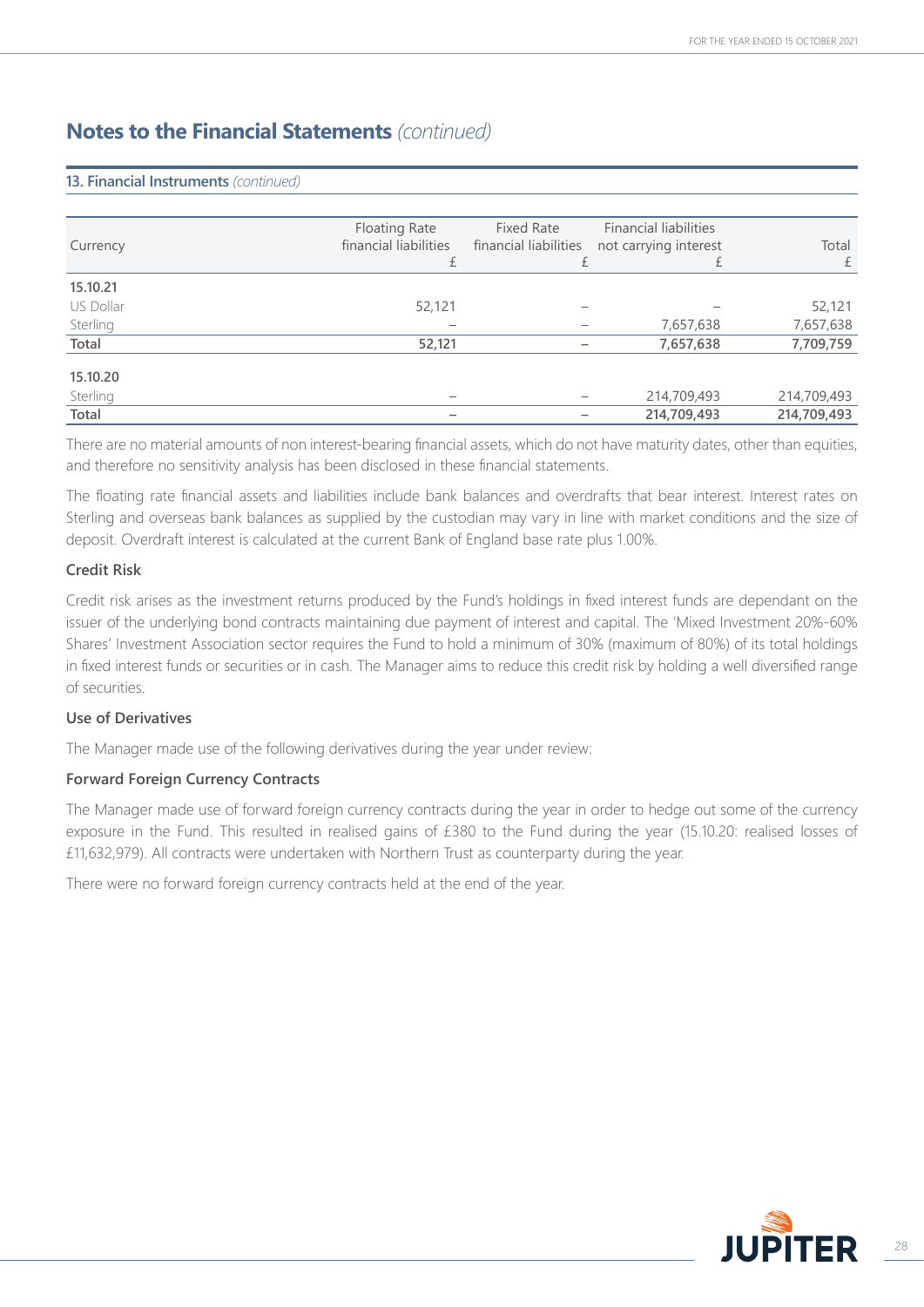# Notes to the Financial Statements *(continued)*

## 13. Financial Instruments *(continued)*

| Currency | Floating Rate financial liabilities £ | Fixed Rate financial liabilities £ | Financial liabilities not carrying interest £ | Total £ |
|---|---|---|---|---|
| **15.10.21** | | | | |
| US Dollar | 52,121 | – | – | 52,121 |
| Sterling | – | – | 7,657,638 | 7,657,638 |
| **Total** | **52,121** | **–** | **7,657,638** | **7,709,759** |
| **15.10.20** | | | | |
| Sterling | – | – | 214,709,493 | 214,709,493 |
| **Total** | **–** | **–** | **214,709,493** | **214,709,493** |

There are no material amounts of non interest-bearing financial assets, which do not have maturity dates, other than equities, and therefore no sensitivity analysis has been disclosed in these financial statements.

The floating rate financial assets and liabilities include bank balances and overdrafts that bear interest. Interest rates on Sterling and overseas bank balances as supplied by the custodian may vary in line with market conditions and the size of deposit. Overdraft interest is calculated at the current Bank of England base rate plus 1.00%.

### Credit Risk

Credit risk arises as the investment returns produced by the Fund's holdings in fixed interest funds are dependant on the issuer of the underlying bond contracts maintaining due payment of interest and capital. The 'Mixed Investment 20%-60% Shares' Investment Association sector requires the Fund to hold a minimum of 30% (maximum of 80%) of its total holdings in fixed interest funds or securities or in cash. The Manager aims to reduce this credit risk by holding a well diversified range of securities.

### Use of Derivatives

The Manager made use of the following derivatives during the year under review:

### Forward Foreign Currency Contracts

The Manager made use of forward foreign currency contracts during the year in order to hedge out some of the currency exposure in the Fund. This resulted in realised gains of £380 to the Fund during the year (15.10.20: realised losses of £11,632,979). All contracts were undertaken with Northern Trust as counterparty during the year.

There were no forward foreign currency contracts held at the end of the year.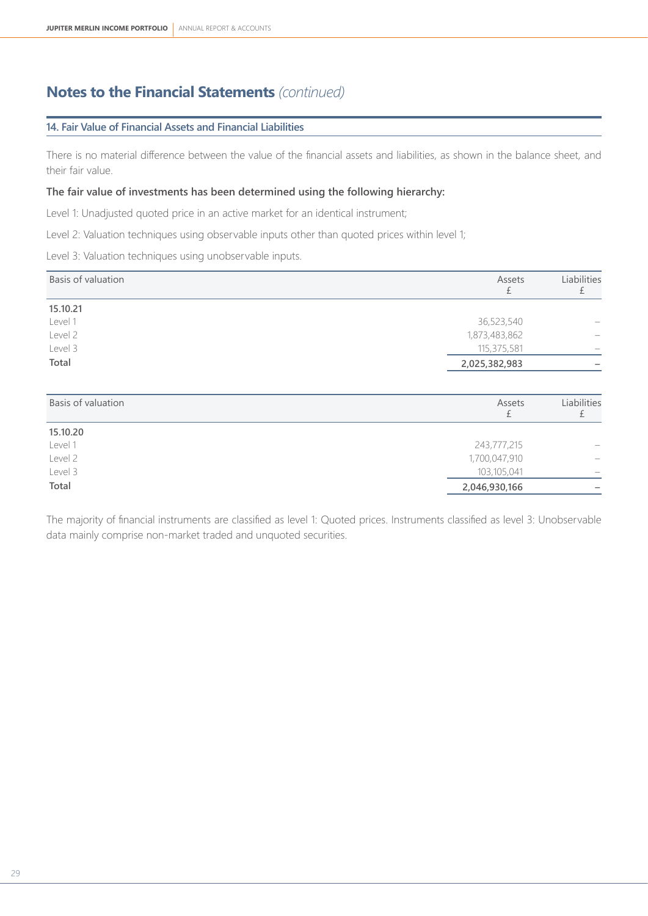# Notes to the Financial Statements *(continued)*

## 14. Fair Value of Financial Assets and Financial Liabilities

There is no material difference between the value of the financial assets and liabilities, as shown in the balance sheet, and their fair value.

**The fair value of investments has been determined using the following hierarchy:**

Level 1: Unadjusted quoted price in an active market for an identical instrument;

Level 2: Valuation techniques using observable inputs other than quoted prices within level 1;

Level 3: Valuation techniques using unobservable inputs.

| Basis of valuation | Assets £ | Liabilities £ |
|---|---|---|
| **15.10.21** | | |
| Level 1 | 36,523,540 | – |
| Level 2 | 1,873,483,862 | – |
| Level 3 | 115,375,581 | – |
| **Total** | **2,025,382,983** | **–** |

| Basis of valuation | Assets £ | Liabilities £ |
|---|---|---|
| **15.10.20** | | |
| Level 1 | 243,777,215 | – |
| Level 2 | 1,700,047,910 | – |
| Level 3 | 103,105,041 | – |
| **Total** | **2,046,930,166** | **–** |

The majority of financial instruments are classified as level 1: Quoted prices. Instruments classified as level 3: Unobservable data mainly comprise non-market traded and unquoted securities.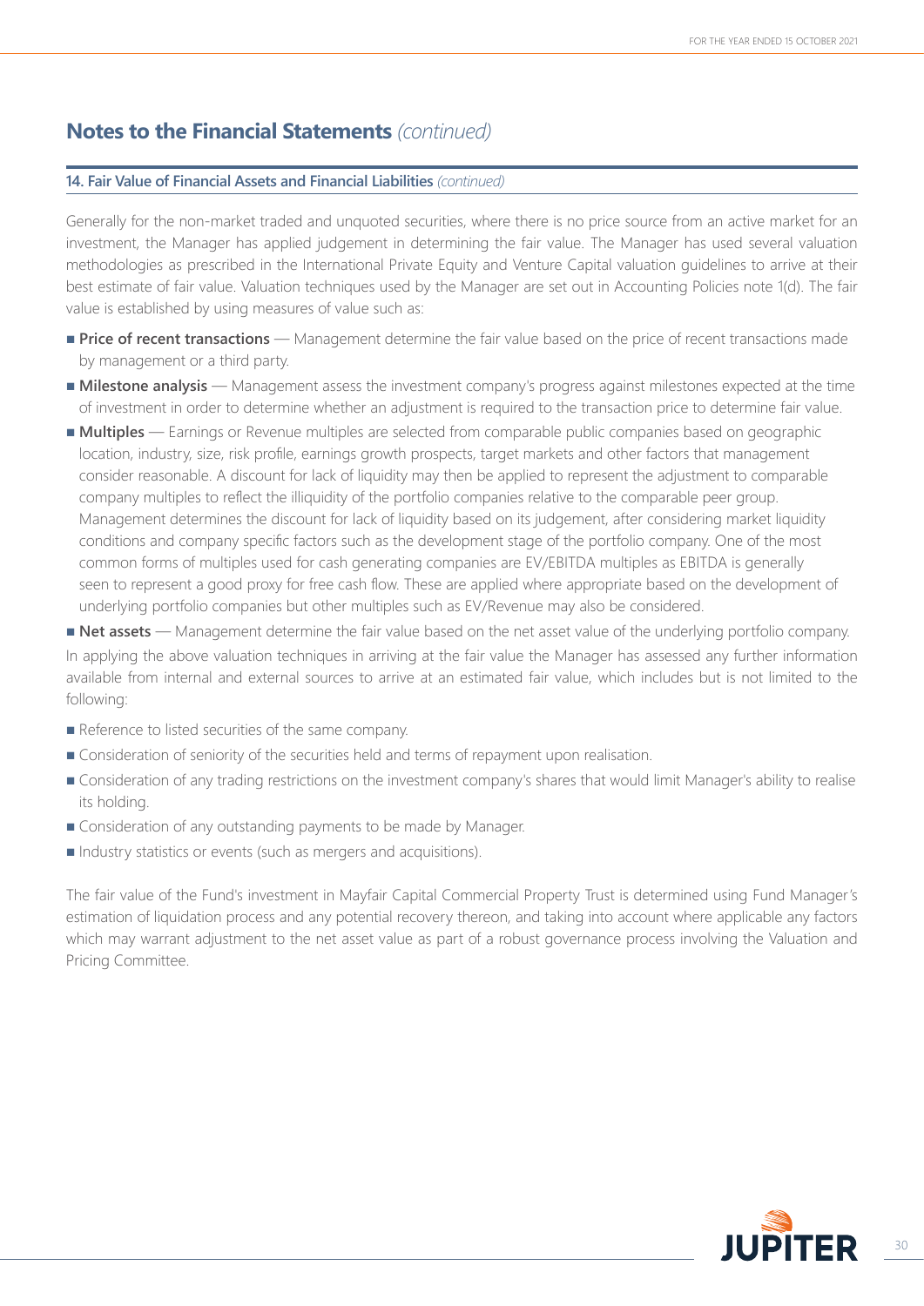# Notes to the Financial Statements *(continued)*

## 14. Fair Value of Financial Assets and Financial Liabilities *(continued)*

Generally for the non-market traded and unquoted securities, where there is no price source from an active market for an investment, the Manager has applied judgement in determining the fair value. The Manager has used several valuation methodologies as prescribed in the International Private Equity and Venture Capital valuation guidelines to arrive at their best estimate of fair value. Valuation techniques used by the Manager are set out in Accounting Policies note 1(d). The fair value is established by using measures of value such as:

- **Price of recent transactions** — Management determine the fair value based on the price of recent transactions made by management or a third party.
- **Milestone analysis** — Management assess the investment company's progress against milestones expected at the time of investment in order to determine whether an adjustment is required to the transaction price to determine fair value.
- **Multiples** — Earnings or Revenue multiples are selected from comparable public companies based on geographic location, industry, size, risk profile, earnings growth prospects, target markets and other factors that management consider reasonable. A discount for lack of liquidity may then be applied to represent the adjustment to comparable company multiples to reflect the illiquidity of the portfolio companies relative to the comparable peer group. Management determines the discount for lack of liquidity based on its judgement, after considering market liquidity conditions and company specific factors such as the development stage of the portfolio company. One of the most common forms of multiples used for cash generating companies are EV/EBITDA multiples as EBITDA is generally seen to represent a good proxy for free cash flow. These are applied where appropriate based on the development of underlying portfolio companies but other multiples such as EV/Revenue may also be considered.
- **Net assets** — Management determine the fair value based on the net asset value of the underlying portfolio company.

In applying the above valuation techniques in arriving at the fair value the Manager has assessed any further information available from internal and external sources to arrive at an estimated fair value, which includes but is not limited to the following:

- Reference to listed securities of the same company.
- Consideration of seniority of the securities held and terms of repayment upon realisation.
- Consideration of any trading restrictions on the investment company's shares that would limit Manager's ability to realise its holding.
- Consideration of any outstanding payments to be made by Manager.
- Industry statistics or events (such as mergers and acquisitions).

The fair value of the Fund's investment in Mayfair Capital Commercial Property Trust is determined using Fund Manager's estimation of liquidation process and any potential recovery thereon, and taking into account where applicable any factors which may warrant adjustment to the net asset value as part of a robust governance process involving the Valuation and Pricing Committee.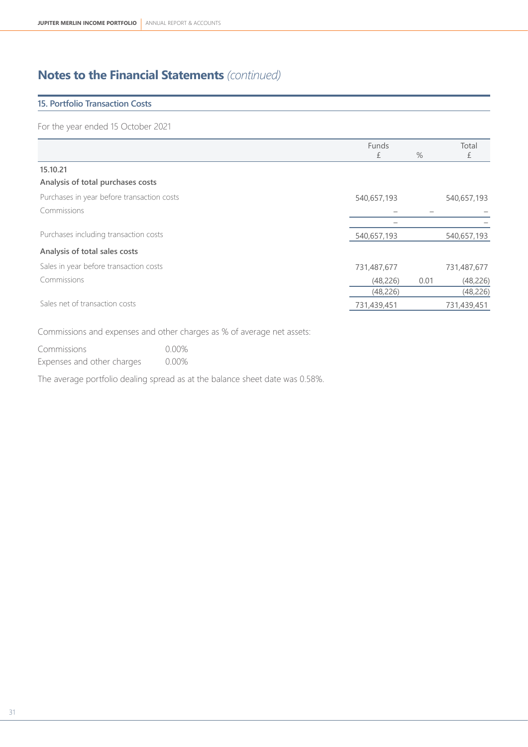# Notes to the Financial Statements *(continued)*

## 15. Portfolio Transaction Costs

For the year ended 15 October 2021

| | Funds £ | % | Total £ |
|---|---|---|---|
| **15.10.21** | | | |
| **Analysis of total purchases costs** | | | |
| Purchases in year before transaction costs | 540,657,193 | | 540,657,193 |
| Commissions | – | – | – |
| | – | | – |
| Purchases including transaction costs | 540,657,193 | | 540,657,193 |
| **Analysis of total sales costs** | | | |
| Sales in year before transaction costs | 731,487,677 | | 731,487,677 |
| Commissions | (48,226) | 0.01 | (48,226) |
| | (48,226) | | (48,226) |
| Sales net of transaction costs | 731,439,451 | | 731,439,451 |

Commissions and expenses and other charges as % of average net assets:

| | |
|---|---|
| Commissions | 0.00% |
| Expenses and other charges | 0.00% |

The average portfolio dealing spread as at the balance sheet date was 0.58%.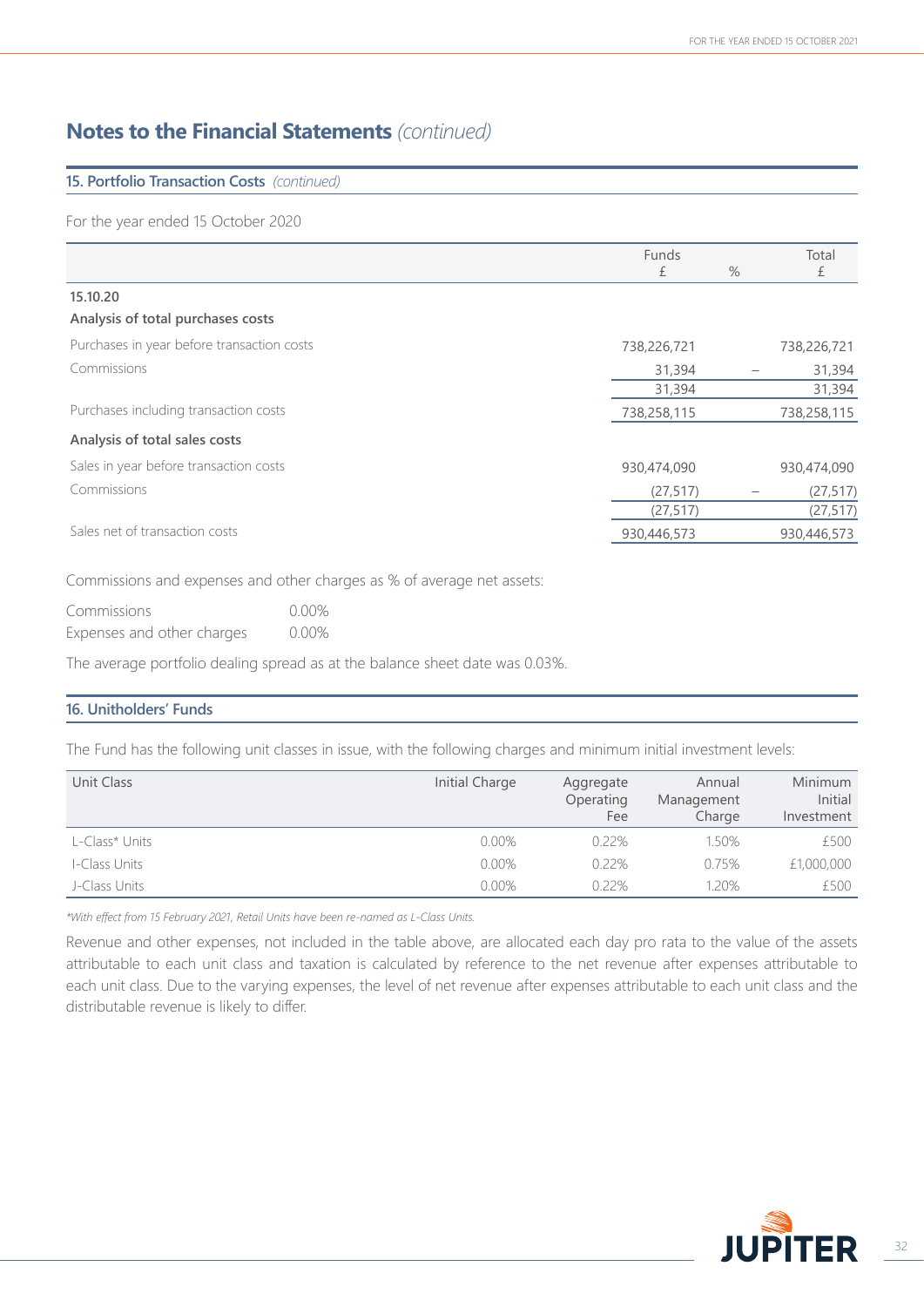## Notes to the Financial Statements *(continued)*

### 15. Portfolio Transaction Costs *(continued)*

For the year ended 15 October 2020

| | Funds £ | % | Total £ |
|---|---|---|---|
| **15.10.20** | | | |
| **Analysis of total purchases costs** | | | |
| Purchases in year before transaction costs | 738,226,721 | | 738,226,721 |
| Commissions | 31,394 | – | 31,394 |
| | 31,394 | | 31,394 |
| Purchases including transaction costs | 738,258,115 | | 738,258,115 |
| **Analysis of total sales costs** | | | |
| Sales in year before transaction costs | 930,474,090 | | 930,474,090 |
| Commissions | (27,517) | – | (27,517) |
| | (27,517) | | (27,517) |
| Sales net of transaction costs | 930,446,573 | | 930,446,573 |

Commissions and expenses and other charges as % of average net assets:

| | |
|---|---|
| Commissions | 0.00% |
| Expenses and other charges | 0.00% |

The average portfolio dealing spread as at the balance sheet date was 0.03%.

### 16. Unitholders' Funds

The Fund has the following unit classes in issue, with the following charges and minimum initial investment levels:

| Unit Class | Initial Charge | Aggregate Operating Fee | Annual Management Charge | Minimum Initial Investment |
|---|---|---|---|---|
| L-Class* Units | 0.00% | 0.22% | 1.50% | £500 |
| I-Class Units | 0.00% | 0.22% | 0.75% | £1,000,000 |
| J-Class Units | 0.00% | 0.22% | 1.20% | £500 |

*\*With effect from 15 February 2021, Retail Units have been re-named as L-Class Units.*

Revenue and other expenses, not included in the table above, are allocated each day pro rata to the value of the assets attributable to each unit class and taxation is calculated by reference to the net revenue after expenses attributable to each unit class. Due to the varying expenses, the level of net revenue after expenses attributable to each unit class and the distributable revenue is likely to differ.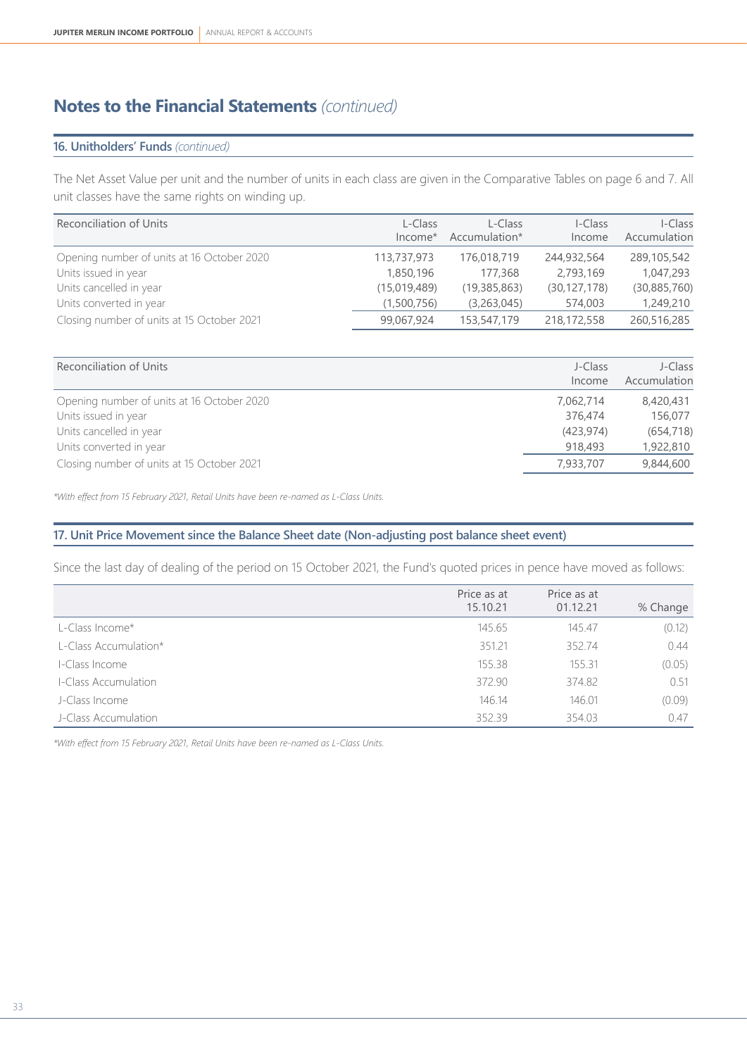# Notes to the Financial Statements *(continued)*

## 16. Unitholders' Funds *(continued)*

The Net Asset Value per unit and the number of units in each class are given in the Comparative Tables on page 6 and 7. All unit classes have the same rights on winding up.

| Reconciliation of Units | L-Class Income* | L-Class Accumulation* | I-Class Income | I-Class Accumulation |
|---|---|---|---|---|
| Opening number of units at 16 October 2020 | 113,737,973 | 176,018,719 | 244,932,564 | 289,105,542 |
| Units issued in year | 1,850,196 | 177,368 | 2,793,169 | 1,047,293 |
| Units cancelled in year | (15,019,489) | (19,385,863) | (30,127,178) | (30,885,760) |
| Units converted in year | (1,500,756) | (3,263,045) | 574,003 | 1,249,210 |
| Closing number of units at 15 October 2021 | 99,067,924 | 153,547,179 | 218,172,558 | 260,516,285 |

| Reconciliation of Units | J-Class Income | J-Class Accumulation |
|---|---|---|
| Opening number of units at 16 October 2020 | 7,062,714 | 8,420,431 |
| Units issued in year | 376,474 | 156,077 |
| Units cancelled in year | (423,974) | (654,718) |
| Units converted in year | 918,493 | 1,922,810 |
| Closing number of units at 15 October 2021 | 7,933,707 | 9,844,600 |

*\*With effect from 15 February 2021, Retail Units have been re-named as L-Class Units.*

## 17. Unit Price Movement since the Balance Sheet date (Non-adjusting post balance sheet event)

Since the last day of dealing of the period on 15 October 2021, the Fund's quoted prices in pence have moved as follows:

| | Price as at 15.10.21 | Price as at 01.12.21 | % Change |
|---|---|---|---|
| L-Class Income* | 145.65 | 145.47 | (0.12) |
| L-Class Accumulation* | 351.21 | 352.74 | 0.44 |
| I-Class Income | 155.38 | 155.31 | (0.05) |
| I-Class Accumulation | 372.90 | 374.82 | 0.51 |
| J-Class Income | 146.14 | 146.01 | (0.09) |
| J-Class Accumulation | 352.39 | 354.03 | 0.47 |

*\*With effect from 15 February 2021, Retail Units have been re-named as L-Class Units.*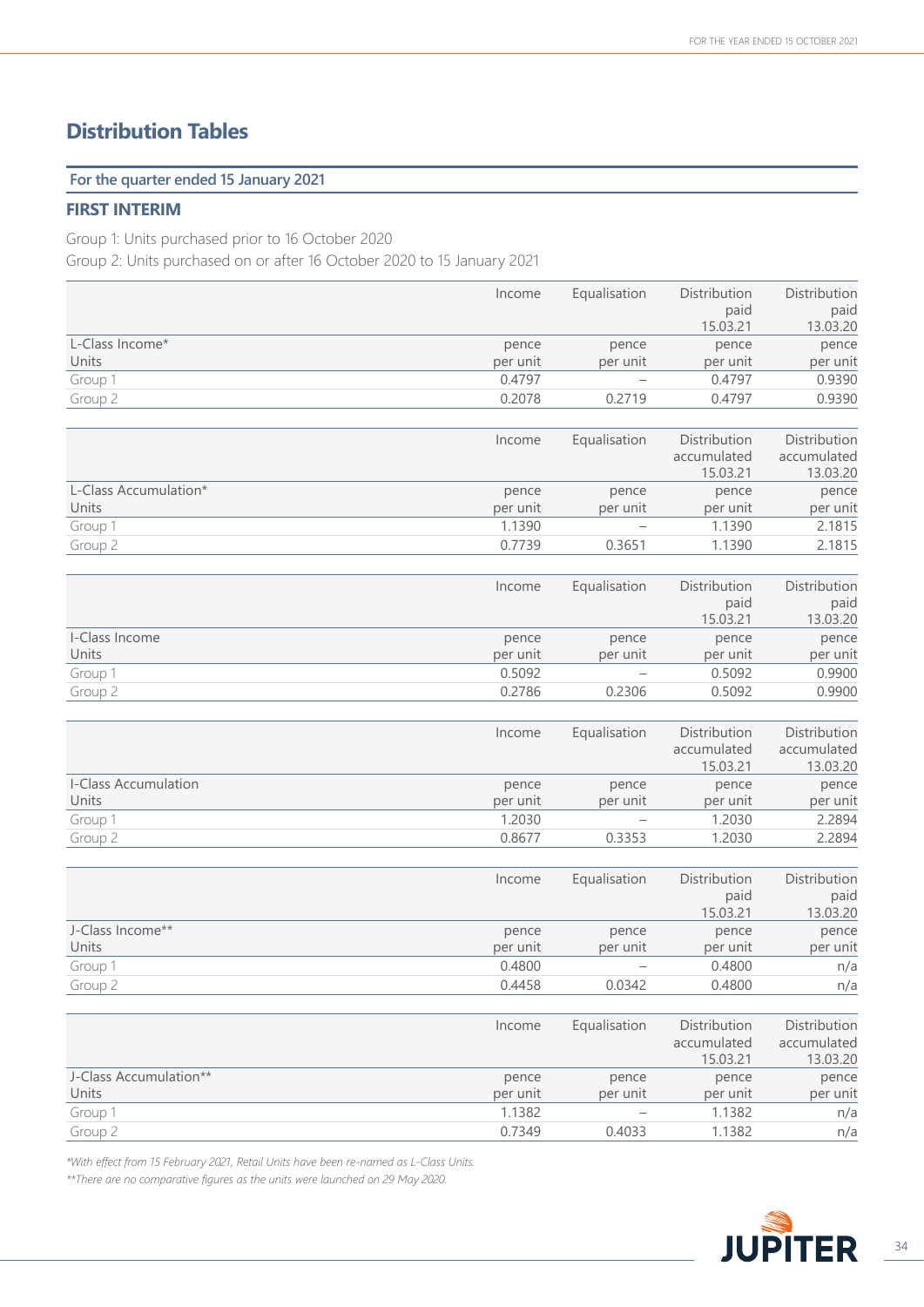# Distribution Tables

## For the quarter ended 15 January 2021

### FIRST INTERIM

Group 1: Units purchased prior to 16 October 2020
Group 2: Units purchased on or after 16 October 2020 to 15 January 2021

| | Income | Equalisation | Distribution paid 15.03.21 | Distribution paid 13.03.20 |
|---|---|---|---|---|
| **L-Class Income* Units** | pence per unit | pence per unit | pence per unit | pence per unit |
| Group 1 | 0.4797 | – | 0.4797 | 0.9390 |
| Group 2 | 0.2078 | 0.2719 | 0.4797 | 0.9390 |

| | Income | Equalisation | Distribution accumulated 15.03.21 | Distribution accumulated 13.03.20 |
|---|---|---|---|---|
| **L-Class Accumulation* Units** | pence per unit | pence per unit | pence per unit | pence per unit |
| Group 1 | 1.1390 | – | 1.1390 | 2.1815 |
| Group 2 | 0.7739 | 0.3651 | 1.1390 | 2.1815 |

| | Income | Equalisation | Distribution paid 15.03.21 | Distribution paid 13.03.20 |
|---|---|---|---|---|
| **I-Class Income Units** | pence per unit | pence per unit | pence per unit | pence per unit |
| Group 1 | 0.5092 | – | 0.5092 | 0.9900 |
| Group 2 | 0.2786 | 0.2306 | 0.5092 | 0.9900 |

| | Income | Equalisation | Distribution accumulated 15.03.21 | Distribution accumulated 13.03.20 |
|---|---|---|---|---|
| **I-Class Accumulation Units** | pence per unit | pence per unit | pence per unit | pence per unit |
| Group 1 | 1.2030 | – | 1.2030 | 2.2894 |
| Group 2 | 0.8677 | 0.3353 | 1.2030 | 2.2894 |

| | Income | Equalisation | Distribution paid 15.03.21 | Distribution paid 13.03.20 |
|---|---|---|---|---|
| **J-Class Income** Units** | pence per unit | pence per unit | pence per unit | pence per unit |
| Group 1 | 0.4800 | – | 0.4800 | n/a |
| Group 2 | 0.4458 | 0.0342 | 0.4800 | n/a |

| | Income | Equalisation | Distribution accumulated 15.03.21 | Distribution accumulated 13.03.20 |
|---|---|---|---|---|
| **J-Class Accumulation** Units** | pence per unit | pence per unit | pence per unit | pence per unit |
| Group 1 | 1.1382 | – | 1.1382 | n/a |
| Group 2 | 0.7349 | 0.4033 | 1.1382 | n/a |

*With effect from 15 February 2021, Retail Units have been re-named as L-Class Units.*

***There are no comparative figures as the units were launched on 29 May 2020.*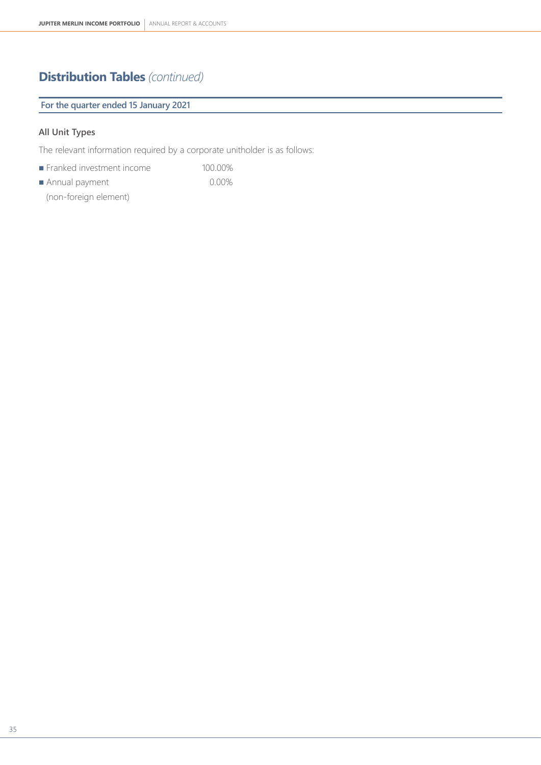# Distribution Tables *(continued)*

## For the quarter ended 15 January 2021

### All Unit Types

The relevant information required by a corporate unitholder is as follows:

| | |
|---|---|
| ■ Franked investment income | 100.00% |
| ■ Annual payment (non-foreign element) | 0.00% |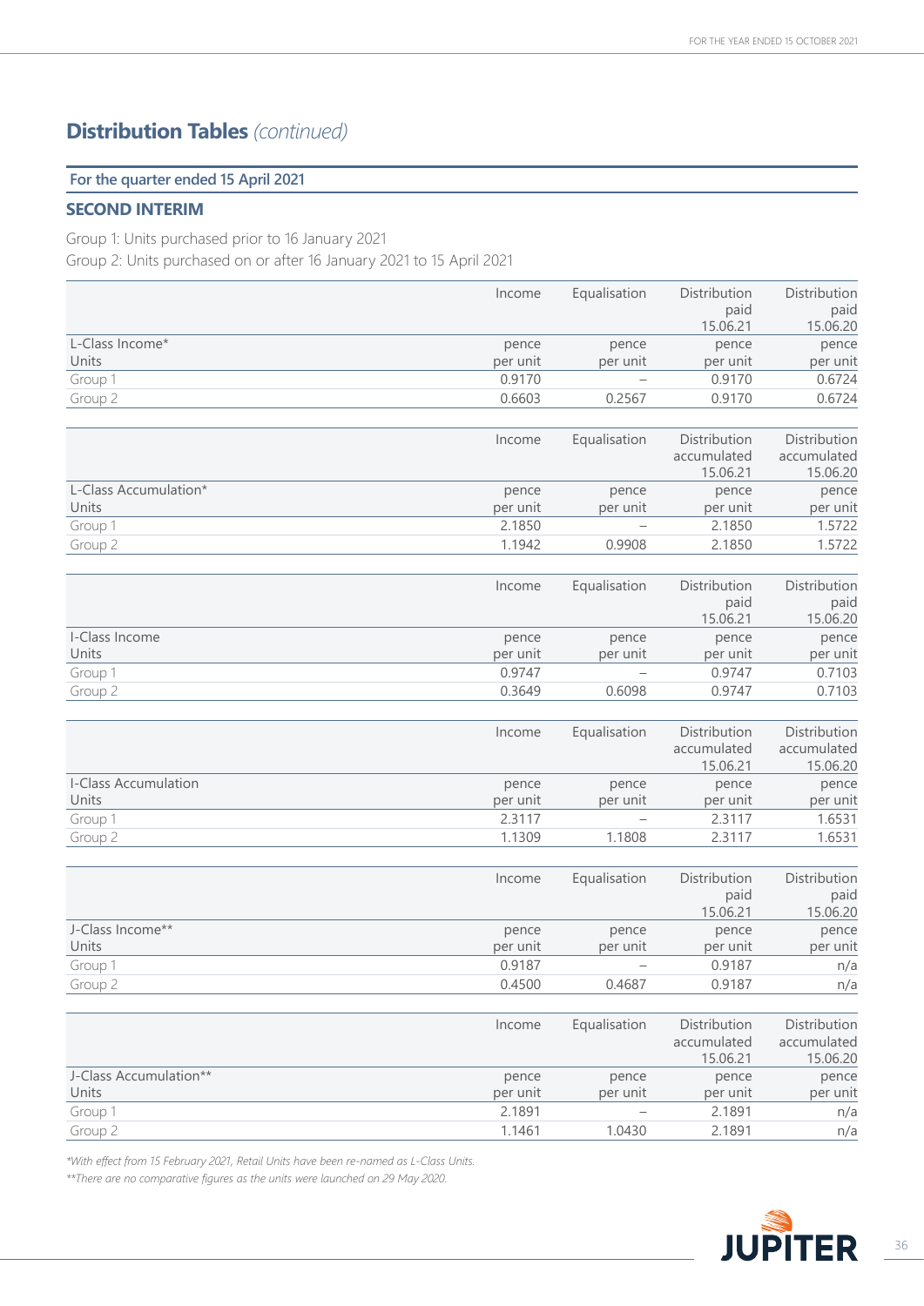## Distribution Tables *(continued)*

**For the quarter ended 15 April 2021**

### SECOND INTERIM

Group 1: Units purchased prior to 16 January 2021
Group 2: Units purchased on or after 16 January 2021 to 15 April 2021

| | Income | Equalisation | Distribution paid 15.06.21 | Distribution paid 15.06.20 |
|---|---|---|---|---|
| L-Class Income* Units | pence per unit | pence per unit | pence per unit | pence per unit |
| Group 1 | 0.9170 | – | 0.9170 | 0.6724 |
| Group 2 | 0.6603 | 0.2567 | 0.9170 | 0.6724 |

| | Income | Equalisation | Distribution accumulated 15.06.21 | Distribution accumulated 15.06.20 |
|---|---|---|---|---|
| L-Class Accumulation* Units | pence per unit | pence per unit | pence per unit | pence per unit |
| Group 1 | 2.1850 | – | 2.1850 | 1.5722 |
| Group 2 | 1.1942 | 0.9908 | 2.1850 | 1.5722 |

| | Income | Equalisation | Distribution paid 15.06.21 | Distribution paid 15.06.20 |
|---|---|---|---|---|
| I-Class Income Units | pence per unit | pence per unit | pence per unit | pence per unit |
| Group 1 | 0.9747 | – | 0.9747 | 0.7103 |
| Group 2 | 0.3649 | 0.6098 | 0.9747 | 0.7103 |

| | Income | Equalisation | Distribution accumulated 15.06.21 | Distribution accumulated 15.06.20 |
|---|---|---|---|---|
| I-Class Accumulation Units | pence per unit | pence per unit | pence per unit | pence per unit |
| Group 1 | 2.3117 | – | 2.3117 | 1.6531 |
| Group 2 | 1.1309 | 1.1808 | 2.3117 | 1.6531 |

| | Income | Equalisation | Distribution paid 15.06.21 | Distribution paid 15.06.20 |
|---|---|---|---|---|
| J-Class Income** Units | pence per unit | pence per unit | pence per unit | pence per unit |
| Group 1 | 0.9187 | – | 0.9187 | n/a |
| Group 2 | 0.4500 | 0.4687 | 0.9187 | n/a |

| | Income | Equalisation | Distribution accumulated 15.06.21 | Distribution accumulated 15.06.20 |
|---|---|---|---|---|
| J-Class Accumulation** Units | pence per unit | pence per unit | pence per unit | pence per unit |
| Group 1 | 2.1891 | – | 2.1891 | n/a |
| Group 2 | 1.1461 | 1.0430 | 2.1891 | n/a |

*With effect from 15 February 2021, Retail Units have been re-named as L-Class Units.*

*\*\*There are no comparative figures as the units were launched on 29 May 2020.*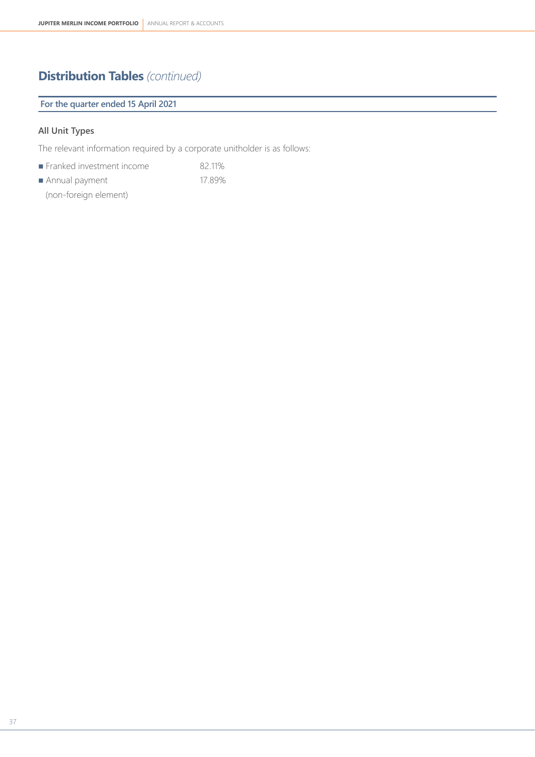# Distribution Tables *(continued)*

## For the quarter ended 15 April 2021

### All Unit Types

The relevant information required by a corporate unitholder is as follows:

| | |
|---|---|
| Franked investment income | 82.11% |
| Annual payment (non-foreign element) | 17.89% |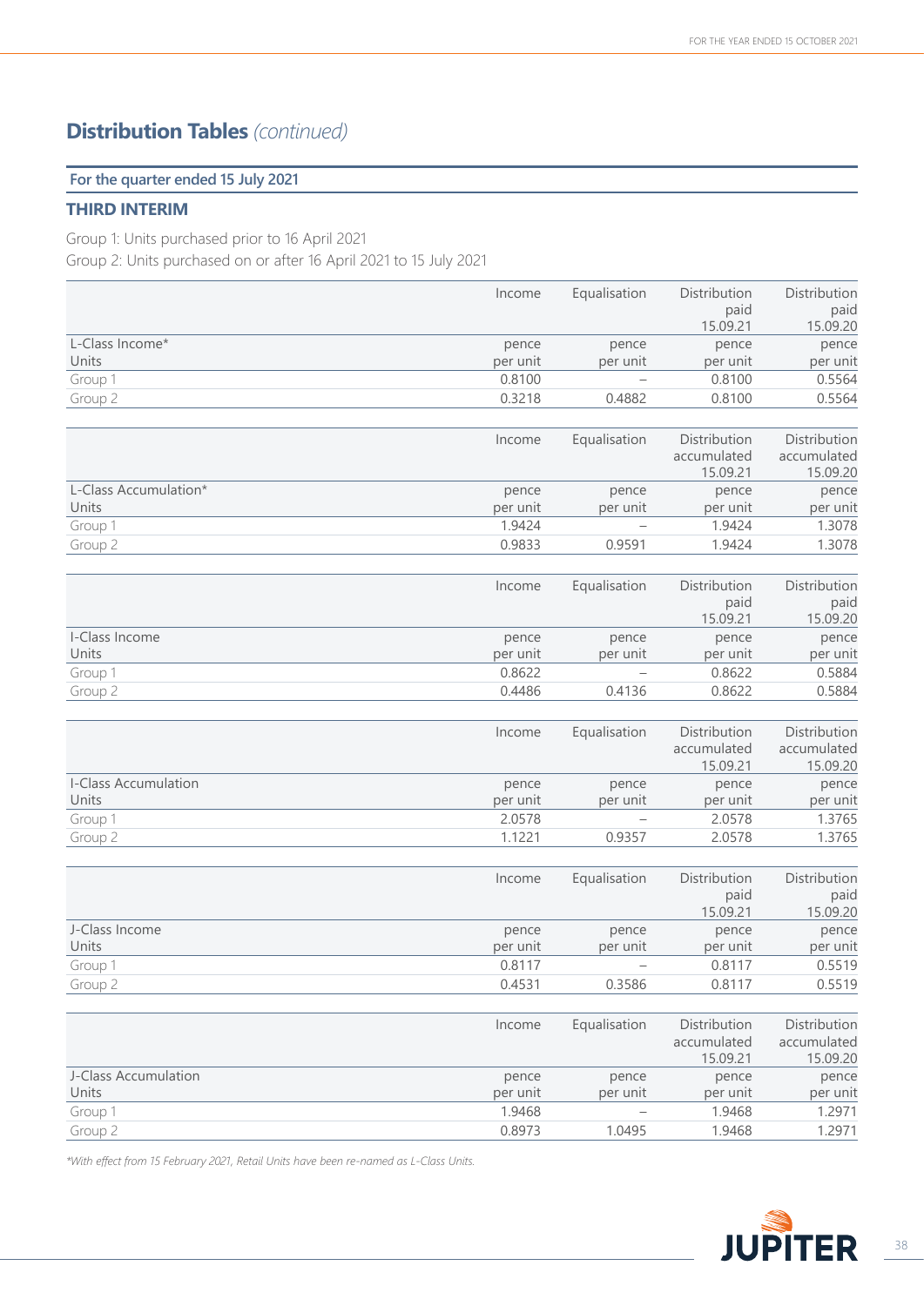## Distribution Tables *(continued)*

**For the quarter ended 15 July 2021**

### THIRD INTERIM

Group 1: Units purchased prior to 16 April 2021
Group 2: Units purchased on or after 16 April 2021 to 15 July 2021

| | Income | Equalisation | Distribution paid 15.09.21 | Distribution paid 15.09.20 |
|---|---|---|---|---|
| L-Class Income* Units | pence per unit | pence per unit | pence per unit | pence per unit |
| Group 1 | 0.8100 | – | 0.8100 | 0.5564 |
| Group 2 | 0.3218 | 0.4882 | 0.8100 | 0.5564 |

| | Income | Equalisation | Distribution accumulated 15.09.21 | Distribution accumulated 15.09.20 |
|---|---|---|---|---|
| L-Class Accumulation* Units | pence per unit | pence per unit | pence per unit | pence per unit |
| Group 1 | 1.9424 | – | 1.9424 | 1.3078 |
| Group 2 | 0.9833 | 0.9591 | 1.9424 | 1.3078 |

| | Income | Equalisation | Distribution paid 15.09.21 | Distribution paid 15.09.20 |
|---|---|---|---|---|
| I-Class Income Units | pence per unit | pence per unit | pence per unit | pence per unit |
| Group 1 | 0.8622 | – | 0.8622 | 0.5884 |
| Group 2 | 0.4486 | 0.4136 | 0.8622 | 0.5884 |

| | Income | Equalisation | Distribution accumulated 15.09.21 | Distribution accumulated 15.09.20 |
|---|---|---|---|---|
| I-Class Accumulation Units | pence per unit | pence per unit | pence per unit | pence per unit |
| Group 1 | 2.0578 | – | 2.0578 | 1.3765 |
| Group 2 | 1.1221 | 0.9357 | 2.0578 | 1.3765 |

| | Income | Equalisation | Distribution paid 15.09.21 | Distribution paid 15.09.20 |
|---|---|---|---|---|
| J-Class Income Units | pence per unit | pence per unit | pence per unit | pence per unit |
| Group 1 | 0.8117 | – | 0.8117 | 0.5519 |
| Group 2 | 0.4531 | 0.3586 | 0.8117 | 0.5519 |

| | Income | Equalisation | Distribution accumulated 15.09.21 | Distribution accumulated 15.09.20 |
|---|---|---|---|---|
| J-Class Accumulation Units | pence per unit | pence per unit | pence per unit | pence per unit |
| Group 1 | 1.9468 | – | 1.9468 | 1.2971 |
| Group 2 | 0.8973 | 1.0495 | 1.9468 | 1.2971 |

*\*With effect from 15 February 2021, Retail Units have been re-named as L-Class Units.*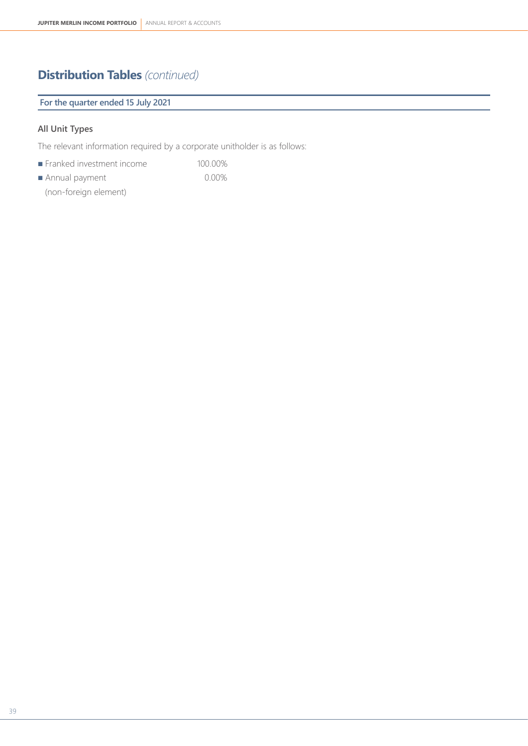# Distribution Tables *(continued)*

**For the quarter ended 15 July 2021**

### All Unit Types

The relevant information required by a corporate unitholder is as follows:

- Franked investment income 100.00%
- Annual payment (non-foreign element) 0.00%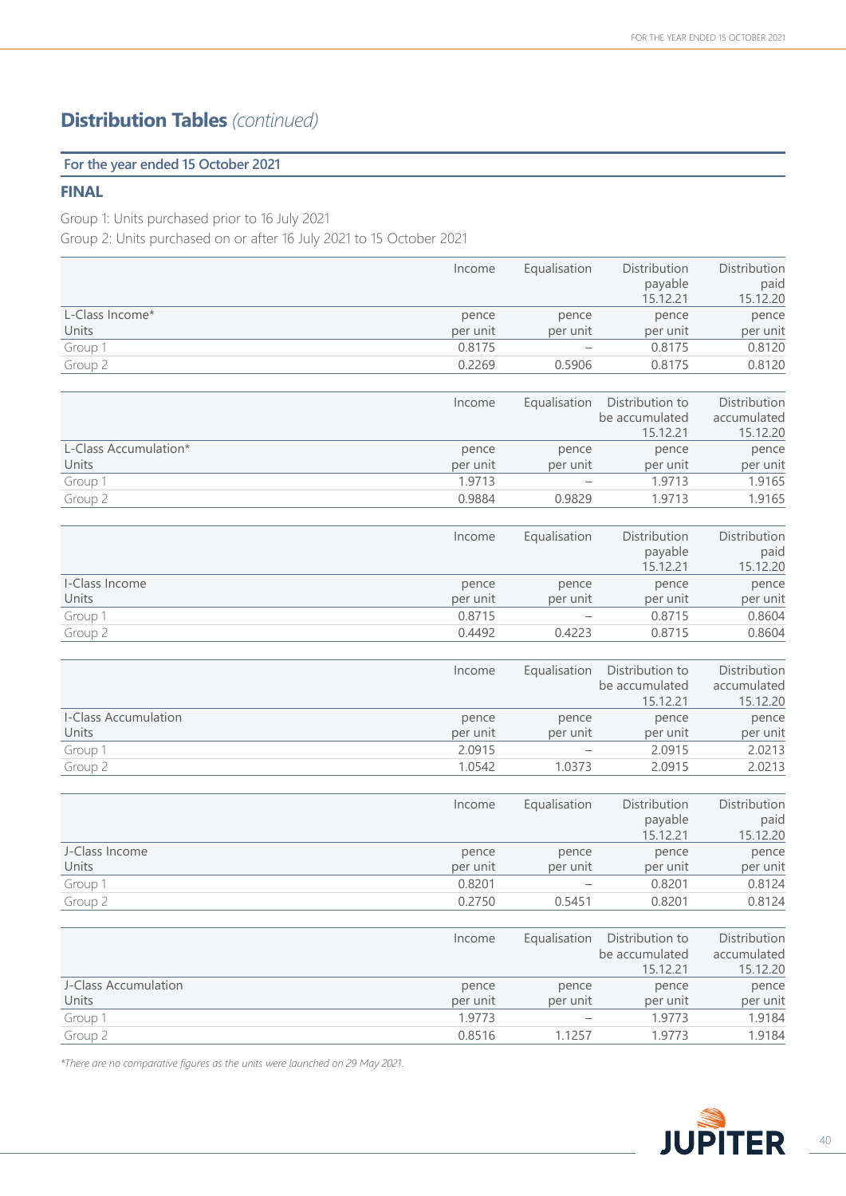# Distribution Tables *(continued)*

## For the year ended 15 October 2021

### FINAL

Group 1: Units purchased prior to 16 July 2021
Group 2: Units purchased on or after 16 July 2021 to 15 October 2021

| | Income | Equalisation | Distribution payable 15.12.21 | Distribution paid 15.12.20 |
|---|---|---|---|---|
| L-Class Income* Units | pence per unit | pence per unit | pence per unit | pence per unit |
| Group 1 | 0.8175 | – | 0.8175 | 0.8120 |
| Group 2 | 0.2269 | 0.5906 | 0.8175 | 0.8120 |

| | Income | Equalisation | Distribution to be accumulated 15.12.21 | Distribution accumulated 15.12.20 |
|---|---|---|---|---|
| L-Class Accumulation* Units | pence per unit | pence per unit | pence per unit | pence per unit |
| Group 1 | 1.9713 | – | 1.9713 | 1.9165 |
| Group 2 | 0.9884 | 0.9829 | 1.9713 | 1.9165 |

| | Income | Equalisation | Distribution payable 15.12.21 | Distribution paid 15.12.20 |
|---|---|---|---|---|
| I-Class Income Units | pence per unit | pence per unit | pence per unit | pence per unit |
| Group 1 | 0.8715 | – | 0.8715 | 0.8604 |
| Group 2 | 0.4492 | 0.4223 | 0.8715 | 0.8604 |

| | Income | Equalisation | Distribution to be accumulated 15.12.21 | Distribution accumulated 15.12.20 |
|---|---|---|---|---|
| I-Class Accumulation Units | pence per unit | pence per unit | pence per unit | pence per unit |
| Group 1 | 2.0915 | – | 2.0915 | 2.0213 |
| Group 2 | 1.0542 | 1.0373 | 2.0915 | 2.0213 |

| | Income | Equalisation | Distribution payable 15.12.21 | Distribution paid 15.12.20 |
|---|---|---|---|---|
| J-Class Income Units | pence per unit | pence per unit | pence per unit | pence per unit |
| Group 1 | 0.8201 | – | 0.8201 | 0.8124 |
| Group 2 | 0.2750 | 0.5451 | 0.8201 | 0.8124 |

| | Income | Equalisation | Distribution to be accumulated 15.12.21 | Distribution accumulated 15.12.20 |
|---|---|---|---|---|
| J-Class Accumulation Units | pence per unit | pence per unit | pence per unit | pence per unit |
| Group 1 | 1.9773 | – | 1.9773 | 1.9184 |
| Group 2 | 0.8516 | 1.1257 | 1.9773 | 1.9184 |

*\*There are no comparative figures as the units were launched on 29 May 2021.*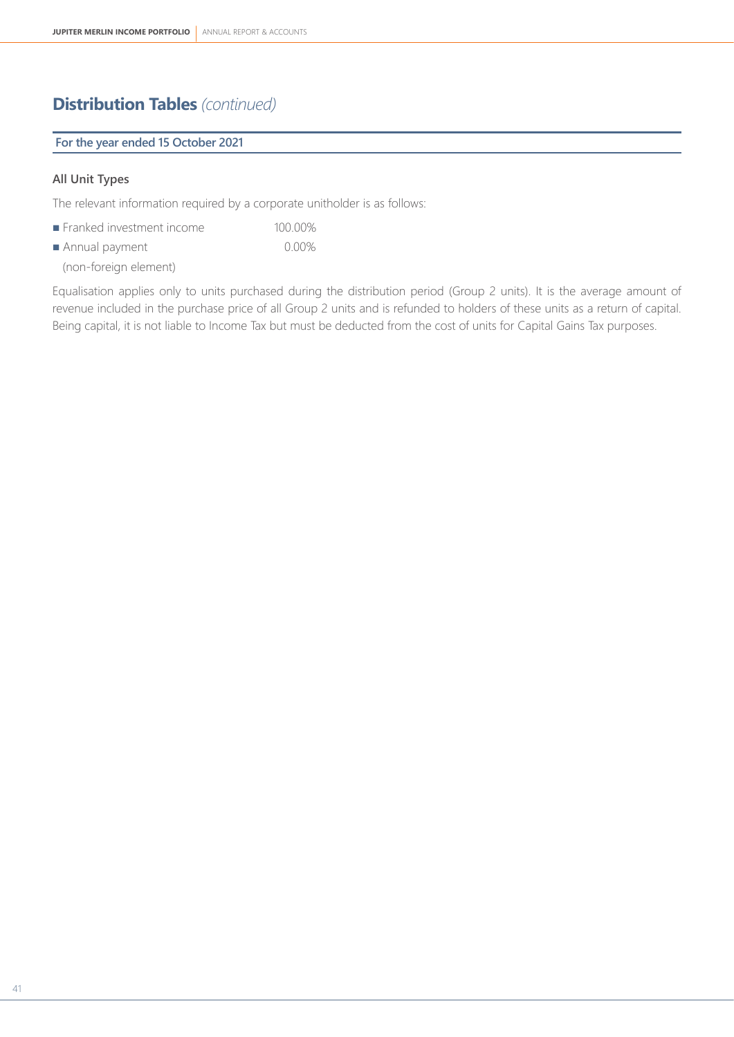# Distribution Tables *(continued)*

**For the year ended 15 October 2021**

### All Unit Types

The relevant information required by a corporate unitholder is as follows:

- Franked investment income 100.00%
- Annual payment 0.00%
  (non-foreign element)

Equalisation applies only to units purchased during the distribution period (Group 2 units). It is the average amount of revenue included in the purchase price of all Group 2 units and is refunded to holders of these units as a return of capital. Being capital, it is not liable to Income Tax but must be deducted from the cost of units for Capital Gains Tax purposes.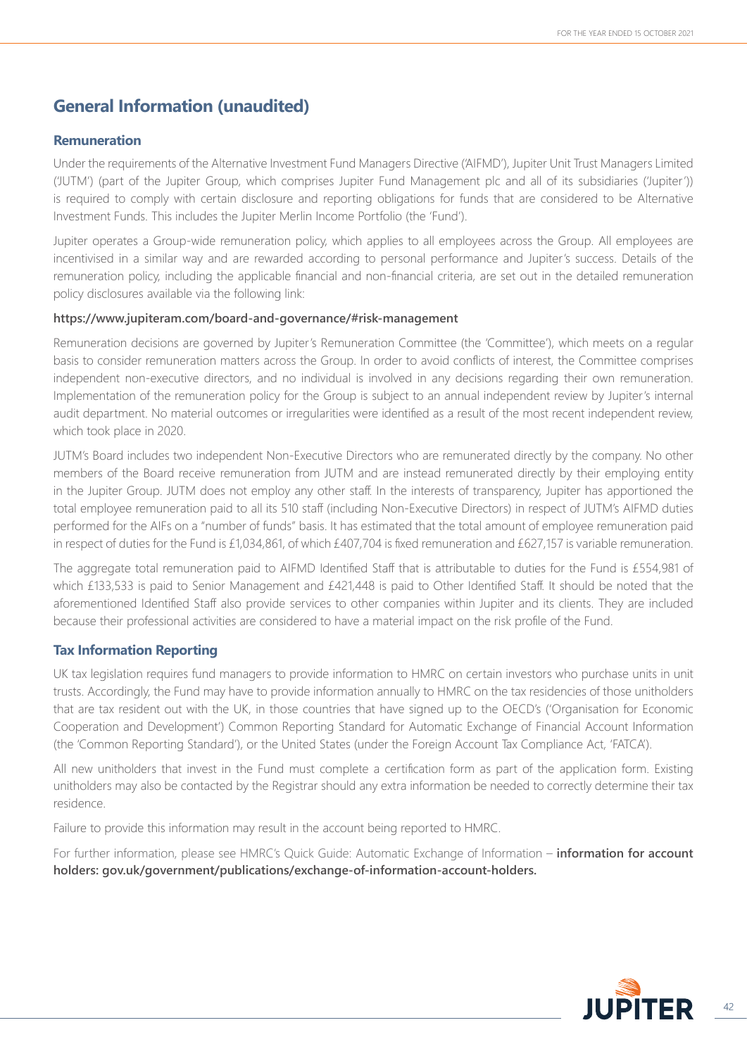# General Information (unaudited)

## Remuneration

Under the requirements of the Alternative Investment Fund Managers Directive ('AIFMD'), Jupiter Unit Trust Managers Limited ('JUTM') (part of the Jupiter Group, which comprises Jupiter Fund Management plc and all of its subsidiaries ('Jupiter')) is required to comply with certain disclosure and reporting obligations for funds that are considered to be Alternative Investment Funds. This includes the Jupiter Merlin Income Portfolio (the 'Fund').

Jupiter operates a Group-wide remuneration policy, which applies to all employees across the Group. All employees are incentivised in a similar way and are rewarded according to personal performance and Jupiter's success. Details of the remuneration policy, including the applicable financial and non-financial criteria, are set out in the detailed remuneration policy disclosures available via the following link:

**https://www.jupiteram.com/board-and-governance/#risk-management**

Remuneration decisions are governed by Jupiter's Remuneration Committee (the 'Committee'), which meets on a regular basis to consider remuneration matters across the Group. In order to avoid conflicts of interest, the Committee comprises independent non-executive directors, and no individual is involved in any decisions regarding their own remuneration. Implementation of the remuneration policy for the Group is subject to an annual independent review by Jupiter's internal audit department. No material outcomes or irregularities were identified as a result of the most recent independent review, which took place in 2020.

JUTM's Board includes two independent Non-Executive Directors who are remunerated directly by the company. No other members of the Board receive remuneration from JUTM and are instead remunerated directly by their employing entity in the Jupiter Group. JUTM does not employ any other staff. In the interests of transparency, Jupiter has apportioned the total employee remuneration paid to all its 510 staff (including Non-Executive Directors) in respect of JUTM's AIFMD duties performed for the AIFs on a "number of funds" basis. It has estimated that the total amount of employee remuneration paid in respect of duties for the Fund is £1,034,861, of which £407,704 is fixed remuneration and £627,157 is variable remuneration.

The aggregate total remuneration paid to AIFMD Identified Staff that is attributable to duties for the Fund is £554,981 of which £133,533 is paid to Senior Management and £421,448 is paid to Other Identified Staff. It should be noted that the aforementioned Identified Staff also provide services to other companies within Jupiter and its clients. They are included because their professional activities are considered to have a material impact on the risk profile of the Fund.

## Tax Information Reporting

UK tax legislation requires fund managers to provide information to HMRC on certain investors who purchase units in unit trusts. Accordingly, the Fund may have to provide information annually to HMRC on the tax residencies of those unitholders that are tax resident out with the UK, in those countries that have signed up to the OECD's ('Organisation for Economic Cooperation and Development') Common Reporting Standard for Automatic Exchange of Financial Account Information (the 'Common Reporting Standard'), or the United States (under the Foreign Account Tax Compliance Act, 'FATCA').

All new unitholders that invest in the Fund must complete a certification form as part of the application form. Existing unitholders may also be contacted by the Registrar should any extra information be needed to correctly determine their tax residence.

Failure to provide this information may result in the account being reported to HMRC.

For further information, please see HMRC's Quick Guide: Automatic Exchange of Information – **information for account holders: gov.uk/government/publications/exchange-of-information-account-holders.**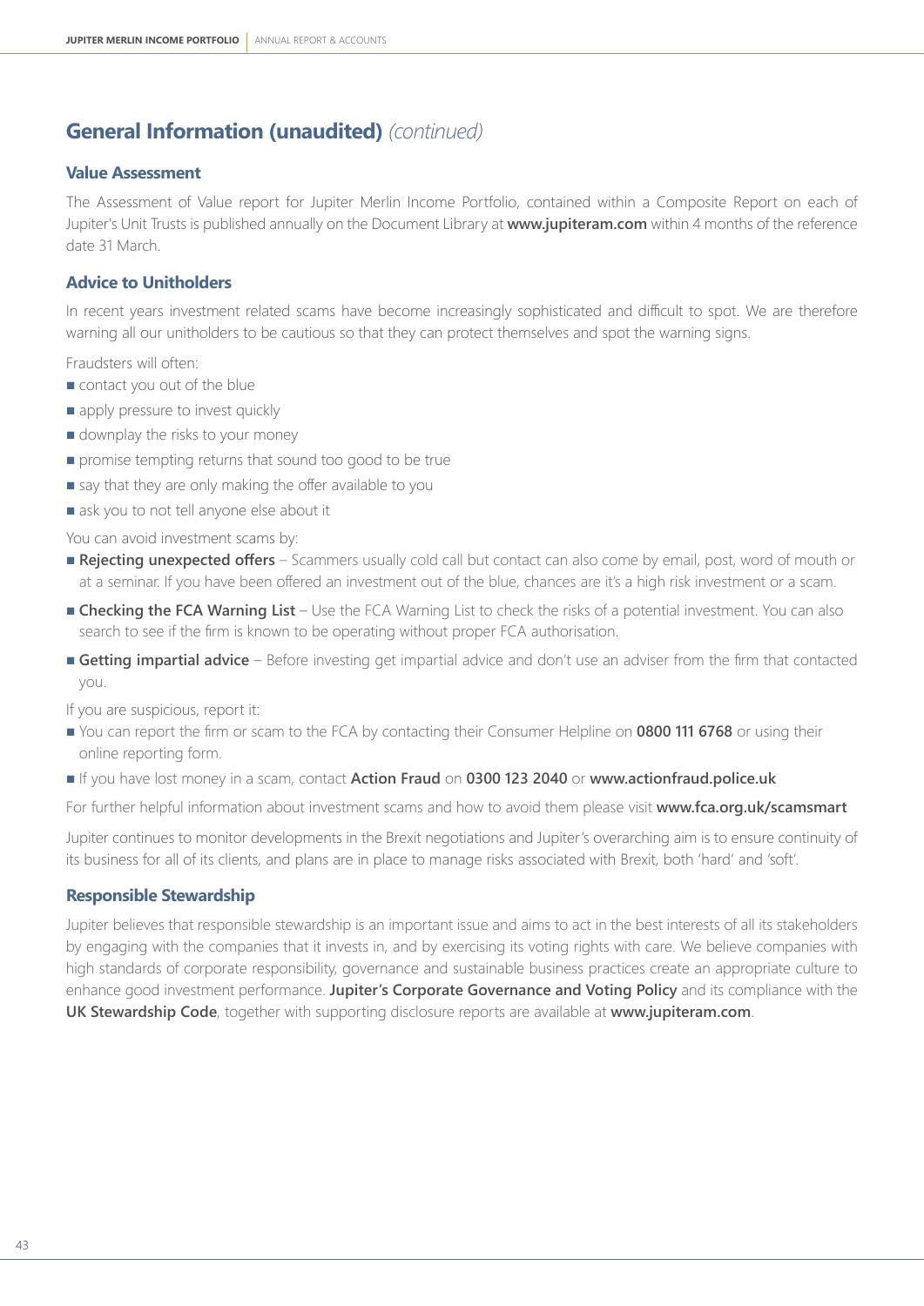## General Information (unaudited) *(continued)*

### Value Assessment

The Assessment of Value report for Jupiter Merlin Income Portfolio, contained within a Composite Report on each of Jupiter's Unit Trusts is published annually on the Document Library at **www.jupiteram.com** within 4 months of the reference date 31 March.

### Advice to Unitholders

In recent years investment related scams have become increasingly sophisticated and difficult to spot. We are therefore warning all our unitholders to be cautious so that they can protect themselves and spot the warning signs.

Fraudsters will often:

- contact you out of the blue
- apply pressure to invest quickly
- downplay the risks to your money
- promise tempting returns that sound too good to be true
- say that they are only making the offer available to you
- ask you to not tell anyone else about it

You can avoid investment scams by:

- **Rejecting unexpected offers** – Scammers usually cold call but contact can also come by email, post, word of mouth or at a seminar. If you have been offered an investment out of the blue, chances are it's a high risk investment or a scam.
- **Checking the FCA Warning List** – Use the FCA Warning List to check the risks of a potential investment. You can also search to see if the firm is known to be operating without proper FCA authorisation.
- **Getting impartial advice** – Before investing get impartial advice and don't use an adviser from the firm that contacted you.

If you are suspicious, report it:

- You can report the firm or scam to the FCA by contacting their Consumer Helpline on **0800 111 6768** or using their online reporting form.
- If you have lost money in a scam, contact **Action Fraud** on **0300 123 2040** or **www.actionfraud.police.uk**

For further helpful information about investment scams and how to avoid them please visit **www.fca.org.uk/scamsmart**

Jupiter continues to monitor developments in the Brexit negotiations and Jupiter's overarching aim is to ensure continuity of its business for all of its clients, and plans are in place to manage risks associated with Brexit, both 'hard' and 'soft'.

### Responsible Stewardship

Jupiter believes that responsible stewardship is an important issue and aims to act in the best interests of all its stakeholders by engaging with the companies that it invests in, and by exercising its voting rights with care. We believe companies with high standards of corporate responsibility, governance and sustainable business practices create an appropriate culture to enhance good investment performance. **Jupiter's Corporate Governance and Voting Policy** and its compliance with the **UK Stewardship Code**, together with supporting disclosure reports are available at **www.jupiteram.com**.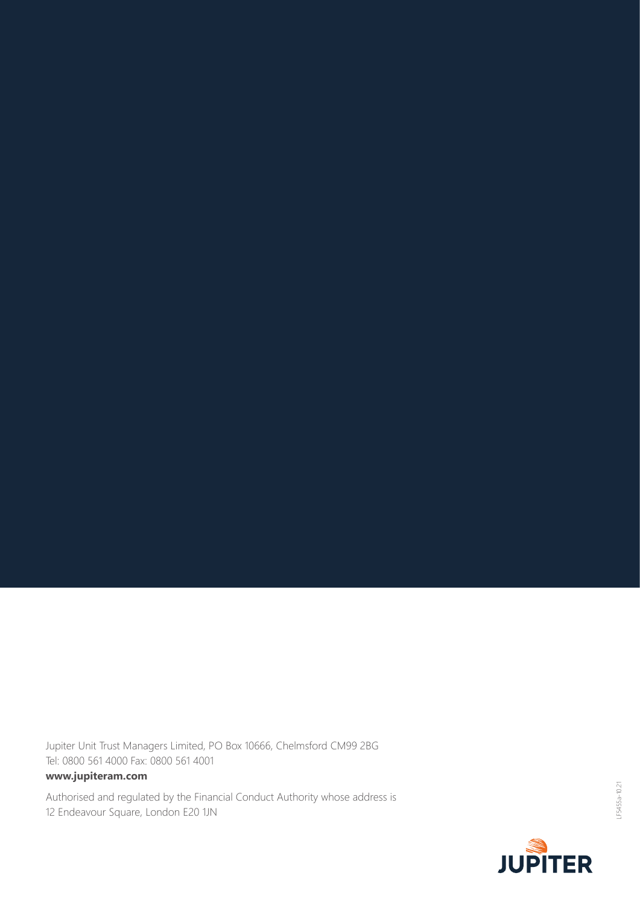Jupiter Unit Trust Managers Limited, PO Box 10666, Chelmsford CM99 2BG
Tel: 0800 561 4000 Fax: 0800 561 4001
**www.jupiteram.com**

Authorised and regulated by the Financial Conduct Authority whose address is
12 Endeavour Square, London E20 1JN

LF5455a-10.21

JUPITER